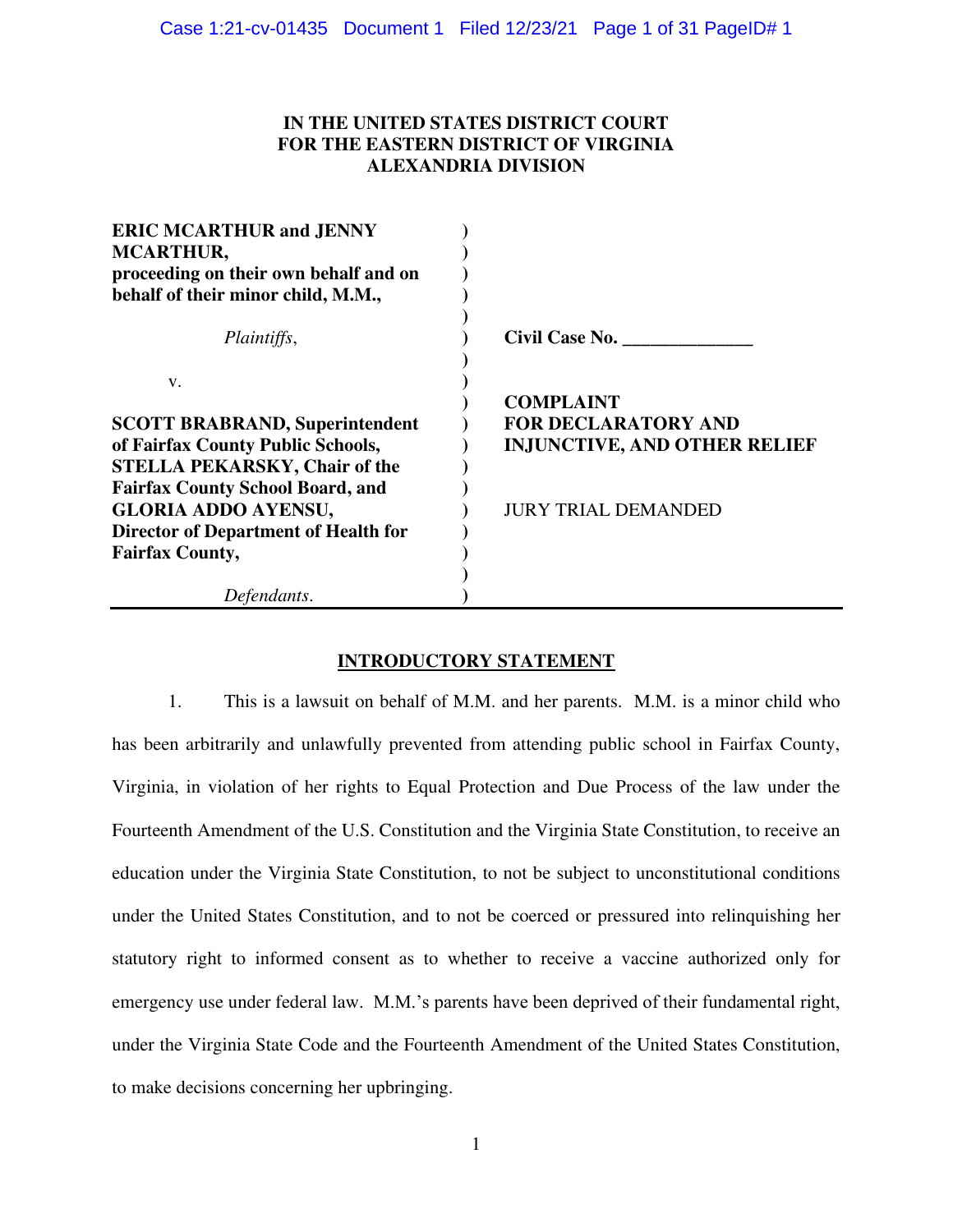**IN THE UNITED STATES DISTRICT COURT**
**FOR THE EASTERN DISTRICT OF VIRGINIA**
**ALEXANDRIA DIVISION**

| | |
|---|---|
| **ERIC MCARTHUR and JENNY MCARTHUR, proceeding on their own behalf and on behalf of their minor child, M.M.,** | |
| *Plaintiffs*, | **Civil Case No. \_\_\_\_\_\_\_\_\_\_\_\_\_\_** |
| v. | |
| **SCOTT BRABRAND, Superintendent of Fairfax County Public Schools, STELLA PEKARSKY, Chair of the Fairfax County School Board, and GLORIA ADDO AYENSU, Director of Department of Health for Fairfax County,** | **COMPLAINT FOR DECLARATORY AND INJUNCTIVE, AND OTHER RELIEF** <br> JURY TRIAL DEMANDED |
| *Defendants*. | |

## INTRODUCTORY STATEMENT

1. This is a lawsuit on behalf of M.M. and her parents. M.M. is a minor child who has been arbitrarily and unlawfully prevented from attending public school in Fairfax County, Virginia, in violation of her rights to Equal Protection and Due Process of the law under the Fourteenth Amendment of the U.S. Constitution and the Virginia State Constitution, to receive an education under the Virginia State Constitution, to not be subject to unconstitutional conditions under the United States Constitution, and to not be coerced or pressured into relinquishing her statutory right to informed consent as to whether to receive a vaccine authorized only for emergency use under federal law. M.M.'s parents have been deprived of their fundamental right, under the Virginia State Code and the Fourteenth Amendment of the United States Constitution, to make decisions concerning her upbringing.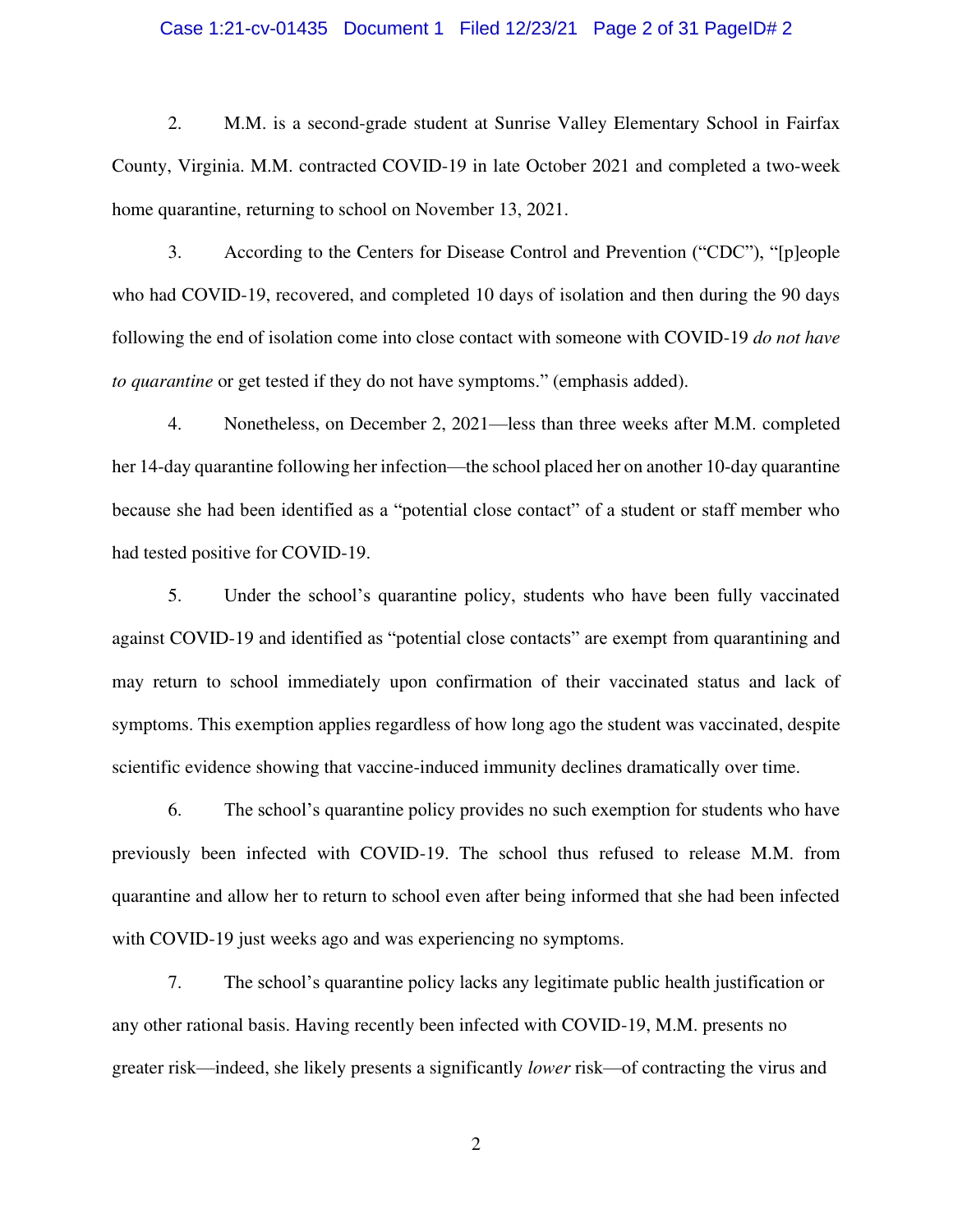2. M.M. is a second-grade student at Sunrise Valley Elementary School in Fairfax County, Virginia. M.M. contracted COVID-19 in late October 2021 and completed a two-week home quarantine, returning to school on November 13, 2021.

3. According to the Centers for Disease Control and Prevention ("CDC"), "[p]eople who had COVID-19, recovered, and completed 10 days of isolation and then during the 90 days following the end of isolation come into close contact with someone with COVID-19 *do not have to quarantine* or get tested if they do not have symptoms." (emphasis added).

4. Nonetheless, on December 2, 2021—less than three weeks after M.M. completed her 14-day quarantine following her infection—the school placed her on another 10-day quarantine because she had been identified as a "potential close contact" of a student or staff member who had tested positive for COVID-19.

5. Under the school's quarantine policy, students who have been fully vaccinated against COVID-19 and identified as "potential close contacts" are exempt from quarantining and may return to school immediately upon confirmation of their vaccinated status and lack of symptoms. This exemption applies regardless of how long ago the student was vaccinated, despite scientific evidence showing that vaccine-induced immunity declines dramatically over time.

6. The school's quarantine policy provides no such exemption for students who have previously been infected with COVID-19. The school thus refused to release M.M. from quarantine and allow her to return to school even after being informed that she had been infected with COVID-19 just weeks ago and was experiencing no symptoms.

7. The school's quarantine policy lacks any legitimate public health justification or any other rational basis. Having recently been infected with COVID-19, M.M. presents no greater risk—indeed, she likely presents a significantly *lower* risk—of contracting the virus and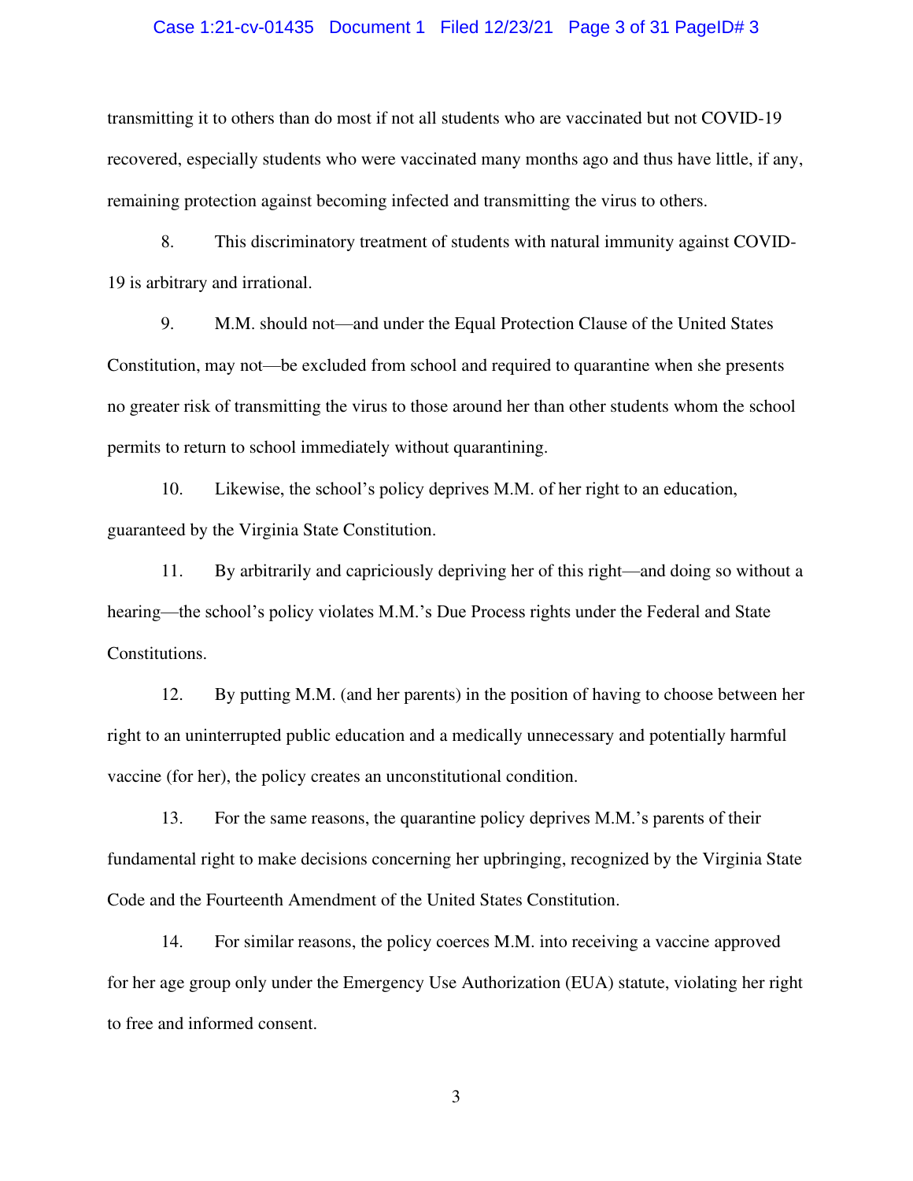transmitting it to others than do most if not all students who are vaccinated but not COVID-19 recovered, especially students who were vaccinated many months ago and thus have little, if any, remaining protection against becoming infected and transmitting the virus to others.

8. This discriminatory treatment of students with natural immunity against COVID-19 is arbitrary and irrational.

9. M.M. should not—and under the Equal Protection Clause of the United States Constitution, may not—be excluded from school and required to quarantine when she presents no greater risk of transmitting the virus to those around her than other students whom the school permits to return to school immediately without quarantining.

10. Likewise, the school's policy deprives M.M. of her right to an education, guaranteed by the Virginia State Constitution.

11. By arbitrarily and capriciously depriving her of this right—and doing so without a hearing—the school's policy violates M.M.'s Due Process rights under the Federal and State Constitutions.

12. By putting M.M. (and her parents) in the position of having to choose between her right to an uninterrupted public education and a medically unnecessary and potentially harmful vaccine (for her), the policy creates an unconstitutional condition.

13. For the same reasons, the quarantine policy deprives M.M.'s parents of their fundamental right to make decisions concerning her upbringing, recognized by the Virginia State Code and the Fourteenth Amendment of the United States Constitution.

14. For similar reasons, the policy coerces M.M. into receiving a vaccine approved for her age group only under the Emergency Use Authorization (EUA) statute, violating her right to free and informed consent.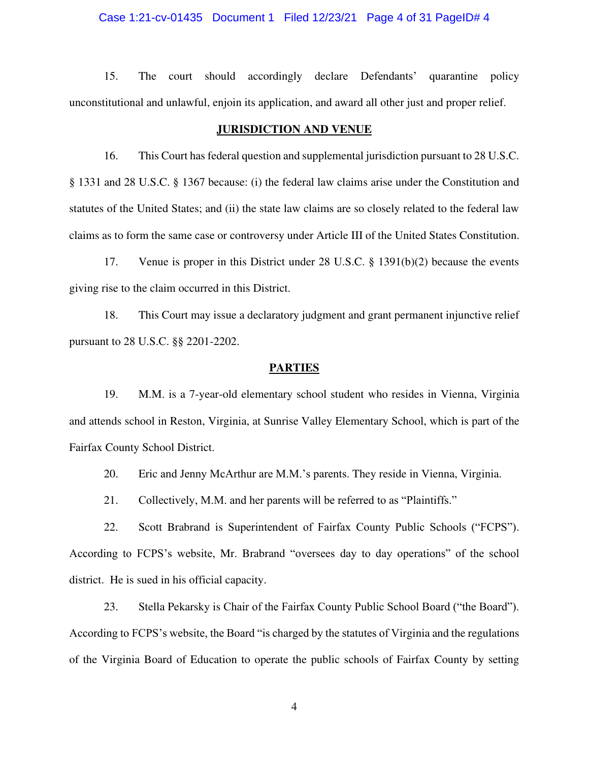15. The court should accordingly declare Defendants' quarantine policy unconstitutional and unlawful, enjoin its application, and award all other just and proper relief.

## JURISDICTION AND VENUE

16. This Court has federal question and supplemental jurisdiction pursuant to 28 U.S.C. § 1331 and 28 U.S.C. § 1367 because: (i) the federal law claims arise under the Constitution and statutes of the United States; and (ii) the state law claims are so closely related to the federal law claims as to form the same case or controversy under Article III of the United States Constitution.

17. Venue is proper in this District under 28 U.S.C. § 1391(b)(2) because the events giving rise to the claim occurred in this District.

18. This Court may issue a declaratory judgment and grant permanent injunctive relief pursuant to 28 U.S.C. §§ 2201-2202.

## PARTIES

19. M.M. is a 7-year-old elementary school student who resides in Vienna, Virginia and attends school in Reston, Virginia, at Sunrise Valley Elementary School, which is part of the Fairfax County School District.

20. Eric and Jenny McArthur are M.M.'s parents. They reside in Vienna, Virginia.

21. Collectively, M.M. and her parents will be referred to as "Plaintiffs."

22. Scott Brabrand is Superintendent of Fairfax County Public Schools ("FCPS"). According to FCPS's website, Mr. Brabrand "oversees day to day operations" of the school district. He is sued in his official capacity.

23. Stella Pekarsky is Chair of the Fairfax County Public School Board ("the Board"). According to FCPS's website, the Board "is charged by the statutes of Virginia and the regulations of the Virginia Board of Education to operate the public schools of Fairfax County by setting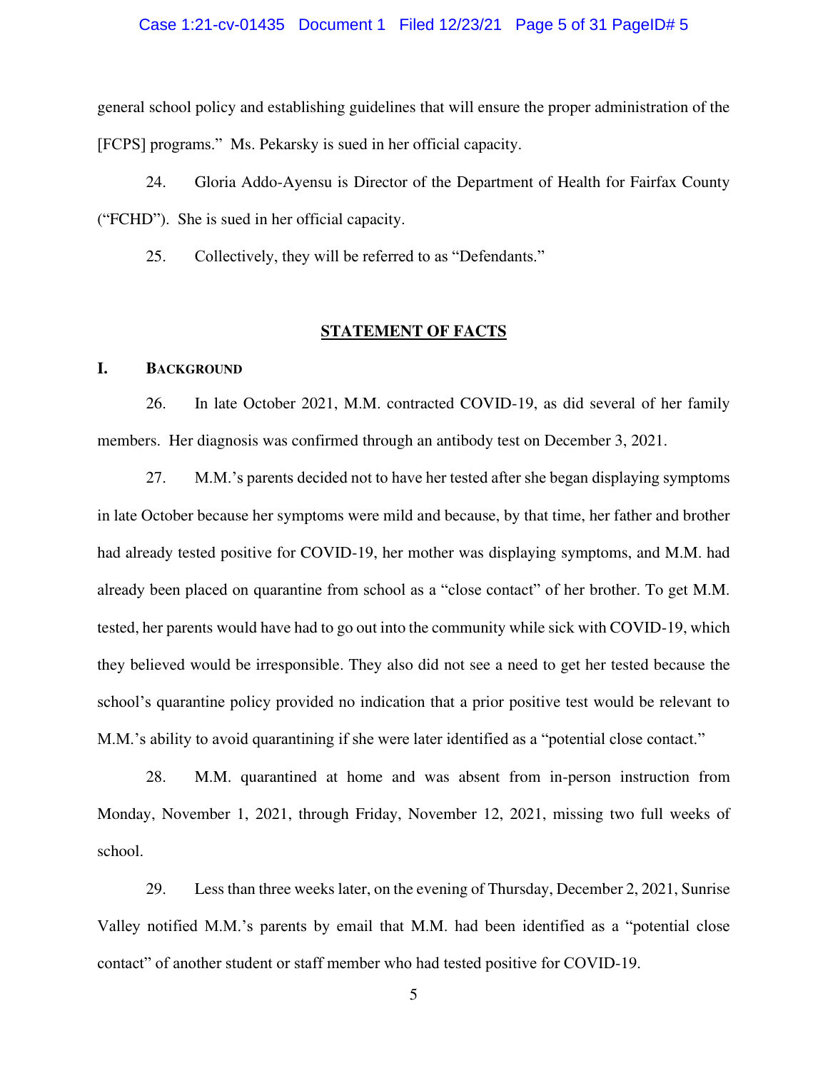general school policy and establishing guidelines that will ensure the proper administration of the [FCPS] programs." Ms. Pekarsky is sued in her official capacity.

24. Gloria Addo-Ayensu is Director of the Department of Health for Fairfax County ("FCHD"). She is sued in her official capacity.

25. Collectively, they will be referred to as "Defendants."

## STATEMENT OF FACTS

### I. BACKGROUND

26. In late October 2021, M.M. contracted COVID-19, as did several of her family members. Her diagnosis was confirmed through an antibody test on December 3, 2021.

27. M.M.'s parents decided not to have her tested after she began displaying symptoms in late October because her symptoms were mild and because, by that time, her father and brother had already tested positive for COVID-19, her mother was displaying symptoms, and M.M. had already been placed on quarantine from school as a "close contact" of her brother. To get M.M. tested, her parents would have had to go out into the community while sick with COVID-19, which they believed would be irresponsible. They also did not see a need to get her tested because the school's quarantine policy provided no indication that a prior positive test would be relevant to M.M.'s ability to avoid quarantining if she were later identified as a "potential close contact."

28. M.M. quarantined at home and was absent from in-person instruction from Monday, November 1, 2021, through Friday, November 12, 2021, missing two full weeks of school.

29. Less than three weeks later, on the evening of Thursday, December 2, 2021, Sunrise Valley notified M.M.'s parents by email that M.M. had been identified as a "potential close contact" of another student or staff member who had tested positive for COVID-19.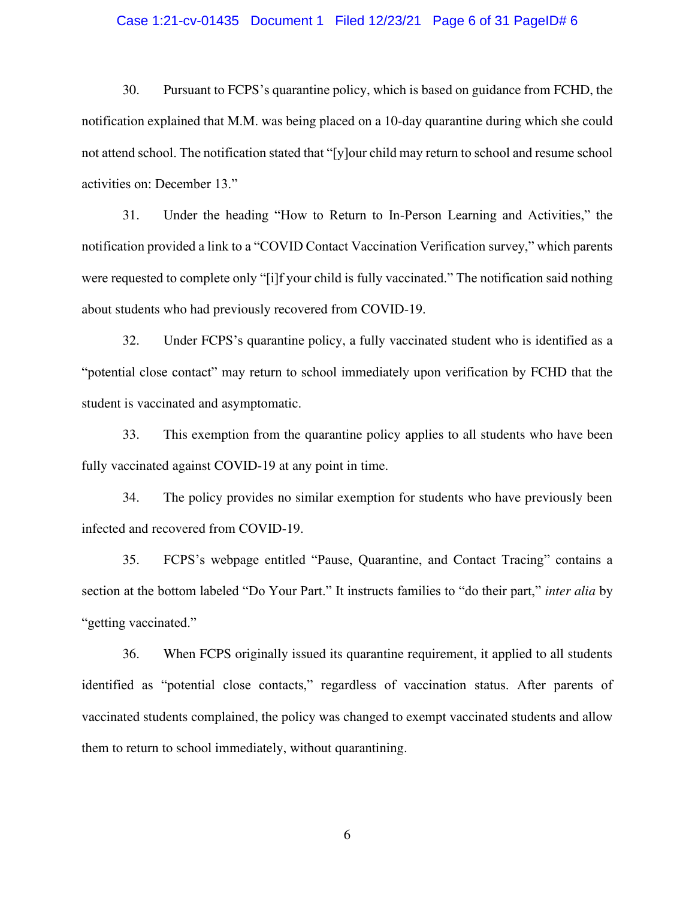30. Pursuant to FCPS's quarantine policy, which is based on guidance from FCHD, the notification explained that M.M. was being placed on a 10-day quarantine during which she could not attend school. The notification stated that "[y]our child may return to school and resume school activities on: December 13."

31. Under the heading "How to Return to In-Person Learning and Activities," the notification provided a link to a "COVID Contact Vaccination Verification survey," which parents were requested to complete only "[i]f your child is fully vaccinated." The notification said nothing about students who had previously recovered from COVID-19.

32. Under FCPS's quarantine policy, a fully vaccinated student who is identified as a "potential close contact" may return to school immediately upon verification by FCHD that the student is vaccinated and asymptomatic.

33. This exemption from the quarantine policy applies to all students who have been fully vaccinated against COVID-19 at any point in time.

34. The policy provides no similar exemption for students who have previously been infected and recovered from COVID-19.

35. FCPS's webpage entitled "Pause, Quarantine, and Contact Tracing" contains a section at the bottom labeled "Do Your Part." It instructs families to "do their part," *inter alia* by "getting vaccinated."

36. When FCPS originally issued its quarantine requirement, it applied to all students identified as "potential close contacts," regardless of vaccination status. After parents of vaccinated students complained, the policy was changed to exempt vaccinated students and allow them to return to school immediately, without quarantining.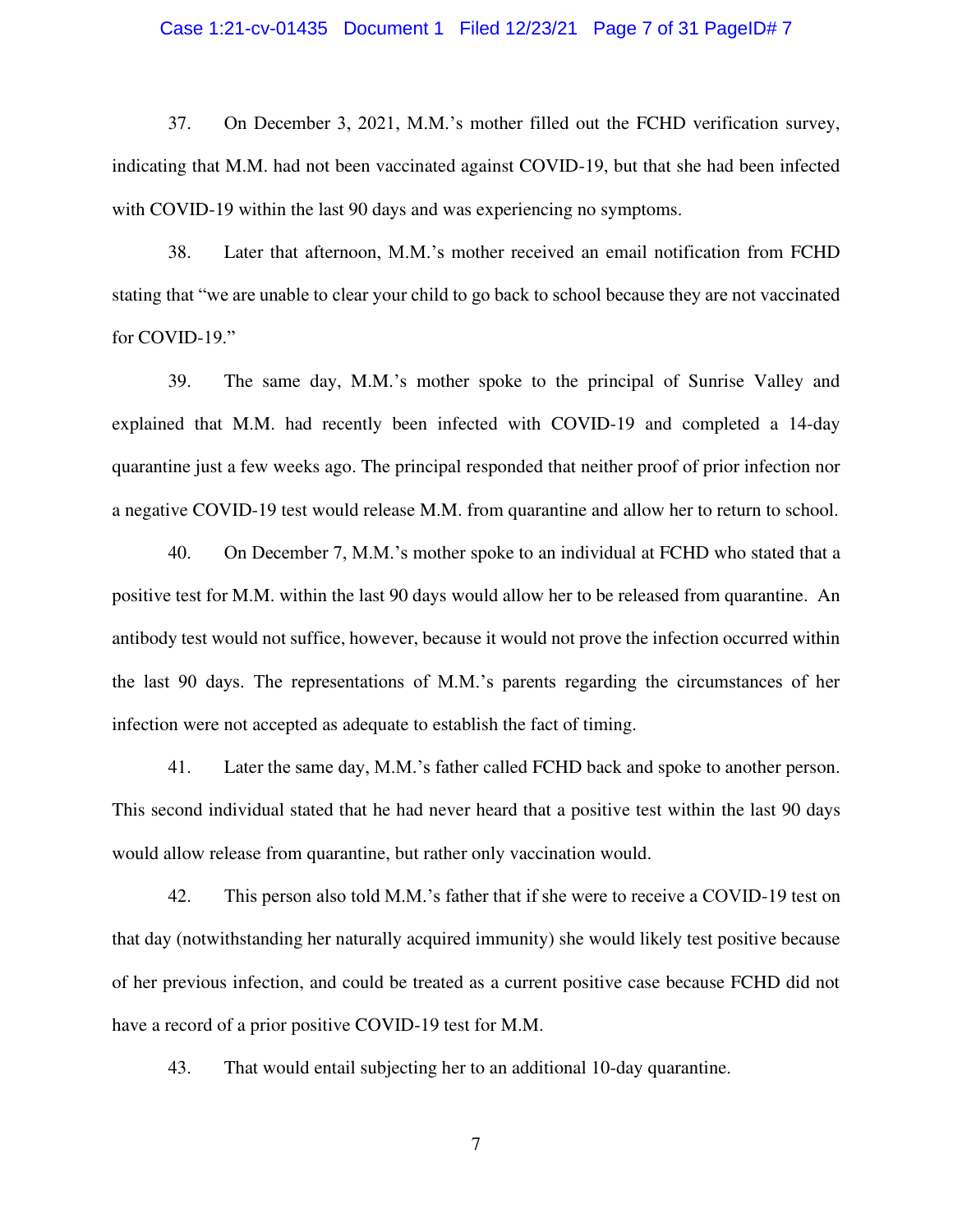37. On December 3, 2021, M.M.'s mother filled out the FCHD verification survey, indicating that M.M. had not been vaccinated against COVID-19, but that she had been infected with COVID-19 within the last 90 days and was experiencing no symptoms.

38. Later that afternoon, M.M.'s mother received an email notification from FCHD stating that "we are unable to clear your child to go back to school because they are not vaccinated for COVID-19."

39. The same day, M.M.'s mother spoke to the principal of Sunrise Valley and explained that M.M. had recently been infected with COVID-19 and completed a 14-day quarantine just a few weeks ago. The principal responded that neither proof of prior infection nor a negative COVID-19 test would release M.M. from quarantine and allow her to return to school.

40. On December 7, M.M.'s mother spoke to an individual at FCHD who stated that a positive test for M.M. within the last 90 days would allow her to be released from quarantine. An antibody test would not suffice, however, because it would not prove the infection occurred within the last 90 days. The representations of M.M.'s parents regarding the circumstances of her infection were not accepted as adequate to establish the fact of timing.

41. Later the same day, M.M.'s father called FCHD back and spoke to another person. This second individual stated that he had never heard that a positive test within the last 90 days would allow release from quarantine, but rather only vaccination would.

42. This person also told M.M.'s father that if she were to receive a COVID-19 test on that day (notwithstanding her naturally acquired immunity) she would likely test positive because of her previous infection, and could be treated as a current positive case because FCHD did not have a record of a prior positive COVID-19 test for M.M.

43. That would entail subjecting her to an additional 10-day quarantine.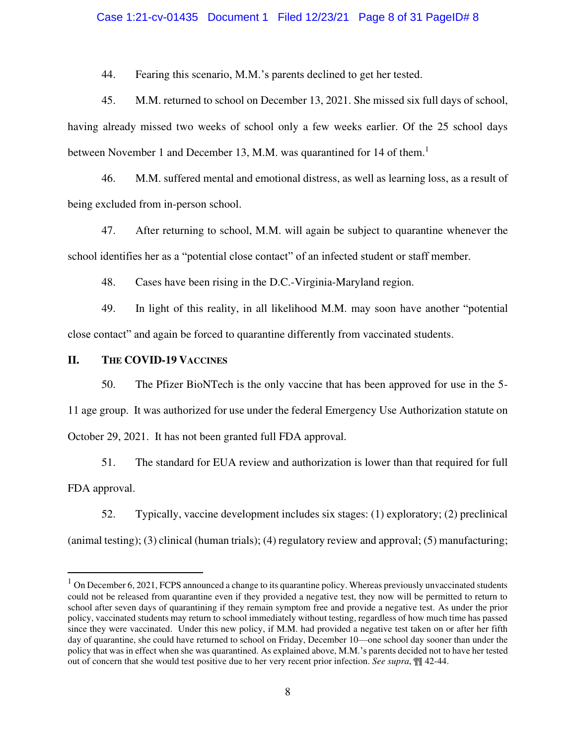44. Fearing this scenario, M.M.'s parents declined to get her tested.

45. M.M. returned to school on December 13, 2021. She missed six full days of school, having already missed two weeks of school only a few weeks earlier. Of the 25 school days between November 1 and December 13, M.M. was quarantined for 14 of them.[1]

46. M.M. suffered mental and emotional distress, as well as learning loss, as a result of being excluded from in-person school.

47. After returning to school, M.M. will again be subject to quarantine whenever the school identifies her as a "potential close contact" of an infected student or staff member.

48. Cases have been rising in the D.C.-Virginia-Maryland region.

49. In light of this reality, in all likelihood M.M. may soon have another "potential close contact" and again be forced to quarantine differently from vaccinated students.

## II. THE COVID-19 VACCINES

50. The Pfizer BioNTech is the only vaccine that has been approved for use in the 5-11 age group. It was authorized for use under the federal Emergency Use Authorization statute on October 29, 2021. It has not been granted full FDA approval.

51. The standard for EUA review and authorization is lower than that required for full FDA approval.

52. Typically, vaccine development includes six stages: (1) exploratory; (2) preclinical (animal testing); (3) clinical (human trials); (4) regulatory review and approval; (5) manufacturing;

---

[1] On December 6, 2021, FCPS announced a change to its quarantine policy. Whereas previously unvaccinated students could not be released from quarantine even if they provided a negative test, they now will be permitted to return to school after seven days of quarantining if they remain symptom free and provide a negative test. As under the prior policy, vaccinated students may return to school immediately without testing, regardless of how much time has passed since they were vaccinated. Under this new policy, if M.M. had provided a negative test taken on or after her fifth day of quarantine, she could have returned to school on Friday, December 10—one school day sooner than under the policy that was in effect when she was quarantined. As explained above, M.M.'s parents decided not to have her tested out of concern that she would test positive due to her very recent prior infection. *See supra*, ¶¶ 42-44.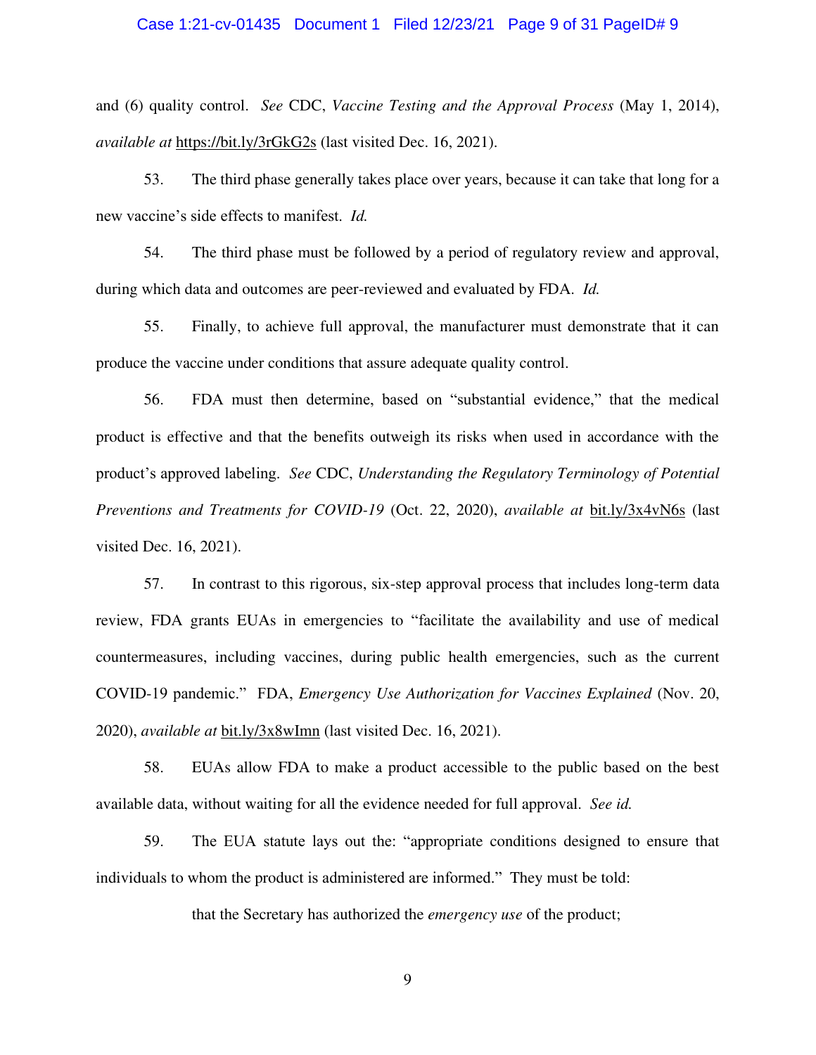and (6) quality control. *See* CDC, *Vaccine Testing and the Approval Process* (May 1, 2014), *available at* https://bit.ly/3rGkG2s (last visited Dec. 16, 2021).

53. The third phase generally takes place over years, because it can take that long for a new vaccine's side effects to manifest. *Id.*

54. The third phase must be followed by a period of regulatory review and approval, during which data and outcomes are peer-reviewed and evaluated by FDA. *Id.*

55. Finally, to achieve full approval, the manufacturer must demonstrate that it can produce the vaccine under conditions that assure adequate quality control.

56. FDA must then determine, based on "substantial evidence," that the medical product is effective and that the benefits outweigh its risks when used in accordance with the product's approved labeling. *See* CDC, *Understanding the Regulatory Terminology of Potential Preventions and Treatments for COVID-19* (Oct. 22, 2020), *available at* bit.ly/3x4vN6s (last visited Dec. 16, 2021).

57. In contrast to this rigorous, six-step approval process that includes long-term data review, FDA grants EUAs in emergencies to "facilitate the availability and use of medical countermeasures, including vaccines, during public health emergencies, such as the current COVID-19 pandemic." FDA, *Emergency Use Authorization for Vaccines Explained* (Nov. 20, 2020), *available at* bit.ly/3x8wImn (last visited Dec. 16, 2021).

58. EUAs allow FDA to make a product accessible to the public based on the best available data, without waiting for all the evidence needed for full approval. *See id.*

59. The EUA statute lays out the: "appropriate conditions designed to ensure that individuals to whom the product is administered are informed." They must be told:

> that the Secretary has authorized the *emergency use* of the product;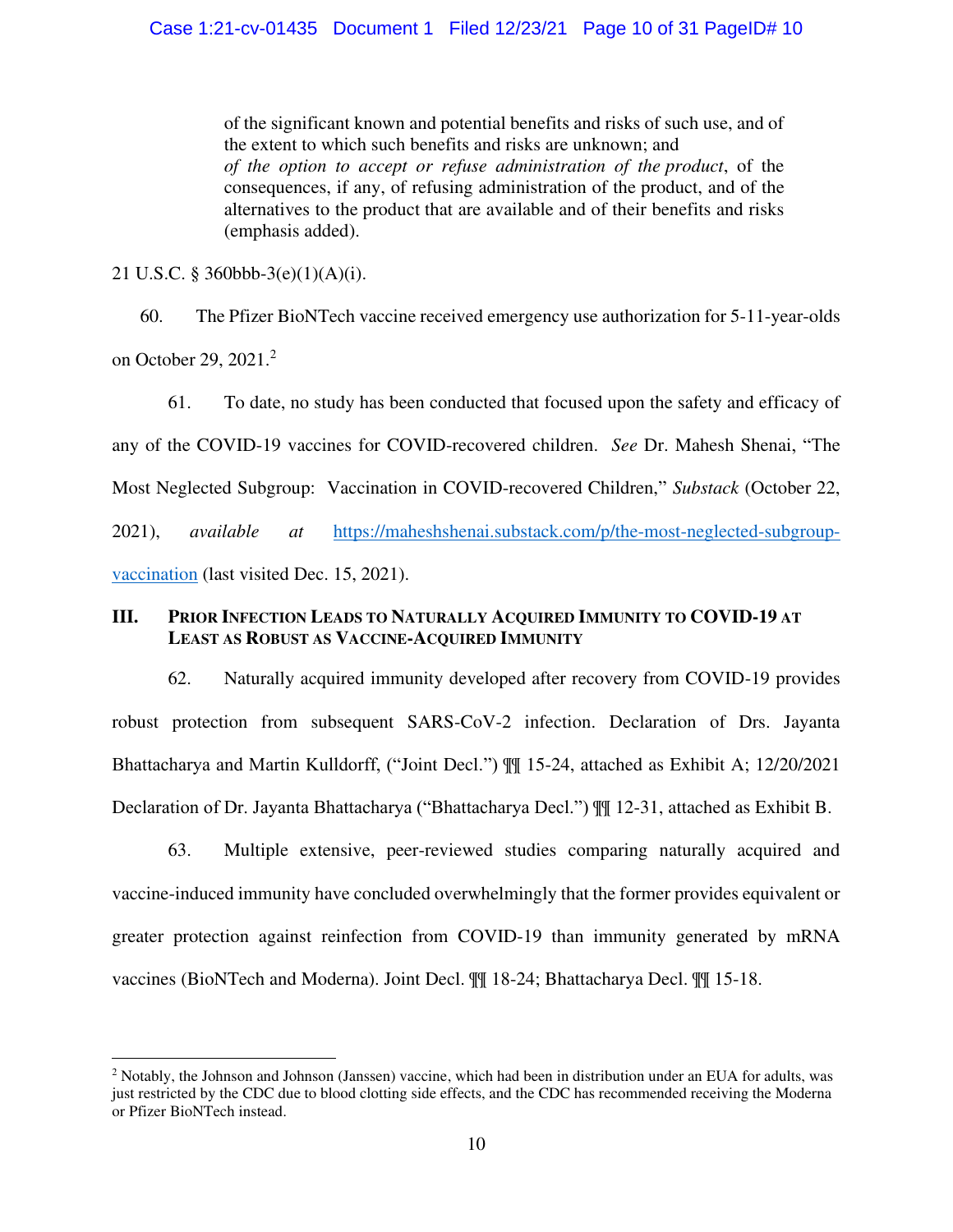> of the significant known and potential benefits and risks of such use, and of the extent to which such benefits and risks are unknown; and
> *of the option to accept or refuse administration of the product*, of the consequences, if any, of refusing administration of the product, and of the alternatives to the product that are available and of their benefits and risks (emphasis added).

21 U.S.C. § 360bbb-3(e)(1)(A)(i).

60. The Pfizer BioNTech vaccine received emergency use authorization for 5-11-year-olds on October 29, 2021.[2]

61. To date, no study has been conducted that focused upon the safety and efficacy of any of the COVID-19 vaccines for COVID-recovered children. *See* Dr. Mahesh Shenai, "The Most Neglected Subgroup: Vaccination in COVID-recovered Children," *Substack* (October 22, 2021), *available at* https://maheshshenai.substack.com/p/the-most-neglected-subgroup-vaccination (last visited Dec. 15, 2021).

## III. Prior Infection Leads to Naturally Acquired Immunity to COVID-19 at Least as Robust as Vaccine-Acquired Immunity

62. Naturally acquired immunity developed after recovery from COVID-19 provides robust protection from subsequent SARS-CoV-2 infection. Declaration of Drs. Jayanta Bhattacharya and Martin Kulldorff, ("Joint Decl.") ¶¶ 15-24, attached as Exhibit A; 12/20/2021 Declaration of Dr. Jayanta Bhattacharya ("Bhattacharya Decl.") ¶¶ 12-31, attached as Exhibit B.

63. Multiple extensive, peer-reviewed studies comparing naturally acquired and vaccine-induced immunity have concluded overwhelmingly that the former provides equivalent or greater protection against reinfection from COVID-19 than immunity generated by mRNA vaccines (BioNTech and Moderna). Joint Decl. ¶¶ 18-24; Bhattacharya Decl. ¶¶ 15-18.

---

[2] Notably, the Johnson and Johnson (Janssen) vaccine, which had been in distribution under an EUA for adults, was just restricted by the CDC due to blood clotting side effects, and the CDC has recommended receiving the Moderna or Pfizer BioNTech instead.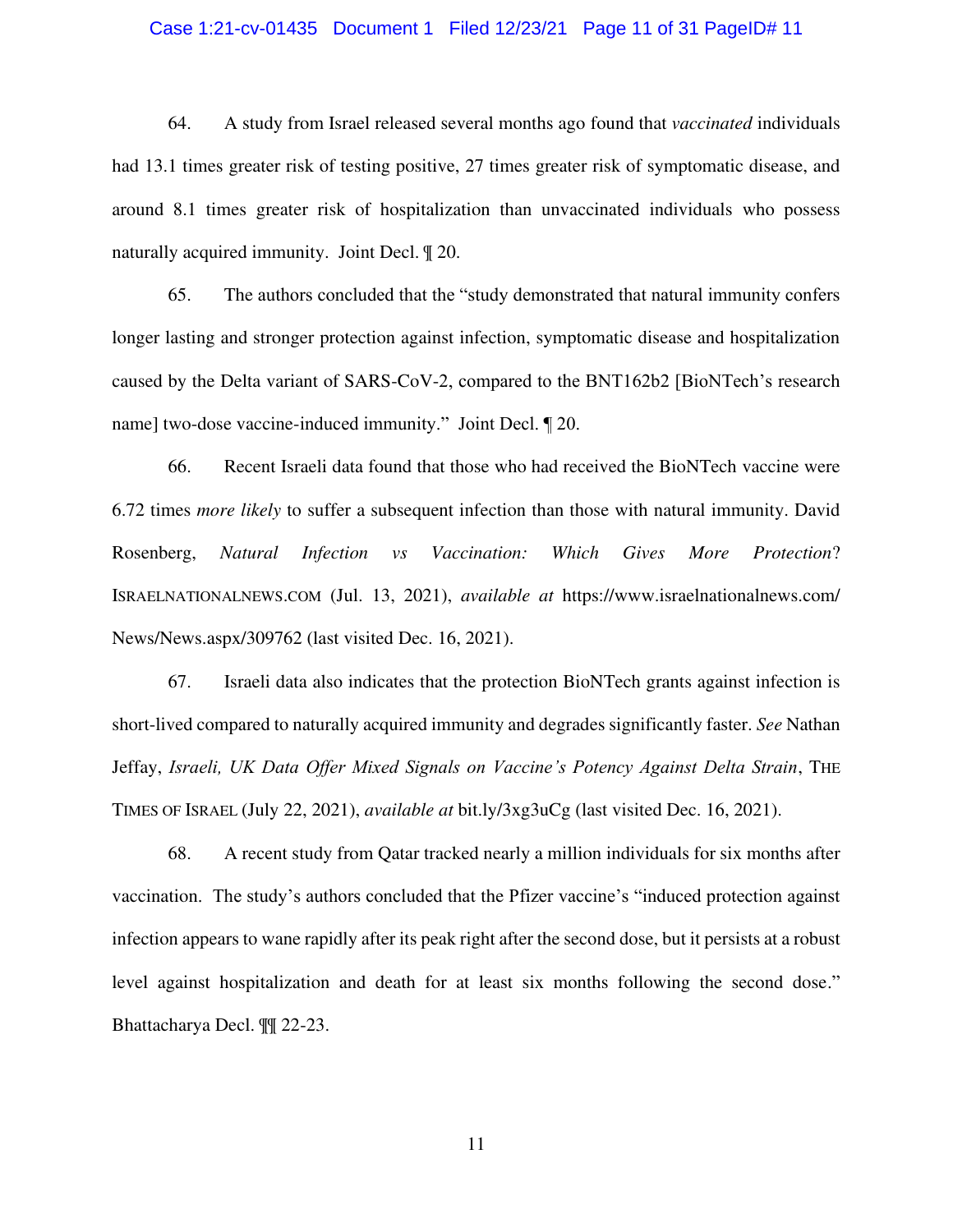64. A study from Israel released several months ago found that *vaccinated* individuals had 13.1 times greater risk of testing positive, 27 times greater risk of symptomatic disease, and around 8.1 times greater risk of hospitalization than unvaccinated individuals who possess naturally acquired immunity. Joint Decl. ¶ 20.

65. The authors concluded that the "study demonstrated that natural immunity confers longer lasting and stronger protection against infection, symptomatic disease and hospitalization caused by the Delta variant of SARS-CoV-2, compared to the BNT162b2 [BioNTech's research name] two-dose vaccine-induced immunity." Joint Decl. ¶ 20.

66. Recent Israeli data found that those who had received the BioNTech vaccine were 6.72 times *more likely* to suffer a subsequent infection than those with natural immunity. David Rosenberg, *Natural Infection vs Vaccination: Which Gives More Protection*? ISRAELNATIONALNEWS.COM (Jul. 13, 2021), *available at* https://www.israelnationalnews.com/News/News.aspx/309762 (last visited Dec. 16, 2021).

67. Israeli data also indicates that the protection BioNTech grants against infection is short-lived compared to naturally acquired immunity and degrades significantly faster. *See* Nathan Jeffay, *Israeli, UK Data Offer Mixed Signals on Vaccine's Potency Against Delta Strain*, THE TIMES OF ISRAEL (July 22, 2021), *available at* bit.ly/3xg3uCg (last visited Dec. 16, 2021).

68. A recent study from Qatar tracked nearly a million individuals for six months after vaccination. The study's authors concluded that the Pfizer vaccine's "induced protection against infection appears to wane rapidly after its peak right after the second dose, but it persists at a robust level against hospitalization and death for at least six months following the second dose." Bhattacharya Decl. ¶¶ 22-23.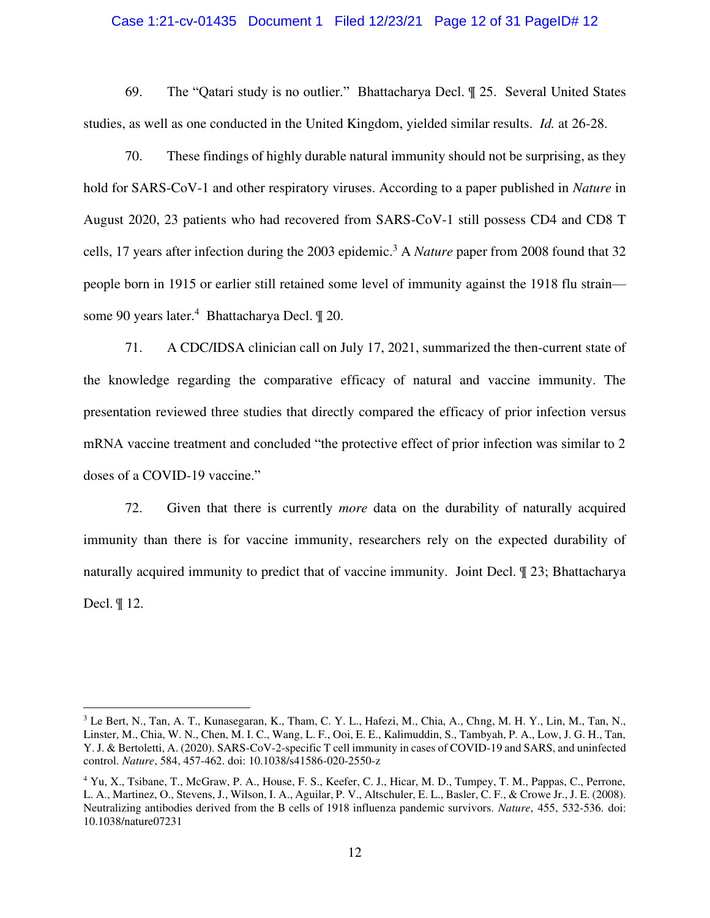69. The "Qatari study is no outlier." Bhattacharya Decl. ¶ 25. Several United States studies, as well as one conducted in the United Kingdom, yielded similar results. *Id.* at 26-28.

70. These findings of highly durable natural immunity should not be surprising, as they hold for SARS-CoV-1 and other respiratory viruses. According to a paper published in *Nature* in August 2020, 23 patients who had recovered from SARS-CoV-1 still possess CD4 and CD8 T cells, 17 years after infection during the 2003 epidemic.[3] A *Nature* paper from 2008 found that 32 people born in 1915 or earlier still retained some level of immunity against the 1918 flu strain—some 90 years later.[4] Bhattacharya Decl. ¶ 20.

71. A CDC/IDSA clinician call on July 17, 2021, summarized the then-current state of the knowledge regarding the comparative efficacy of natural and vaccine immunity. The presentation reviewed three studies that directly compared the efficacy of prior infection versus mRNA vaccine treatment and concluded "the protective effect of prior infection was similar to 2 doses of a COVID-19 vaccine."

72. Given that there is currently *more* data on the durability of naturally acquired immunity than there is for vaccine immunity, researchers rely on the expected durability of naturally acquired immunity to predict that of vaccine immunity. Joint Decl. ¶ 23; Bhattacharya Decl. ¶ 12.

---

[3] Le Bert, N., Tan, A. T., Kunasegaran, K., Tham, C. Y. L., Hafezi, M., Chia, A., Chng, M. H. Y., Lin, M., Tan, N., Linster, M., Chia, W. N., Chen, M. I. C., Wang, L. F., Ooi, E. E., Kalimuddin, S., Tambyah, P. A., Low, J. G. H., Tan, Y. J. & Bertoletti, A. (2020). SARS-CoV-2-specific T cell immunity in cases of COVID-19 and SARS, and uninfected control. *Nature*, 584, 457-462. doi: 10.1038/s41586-020-2550-z

[4] Yu, X., Tsibane, T., McGraw, P. A., House, F. S., Keefer, C. J., Hicar, M. D., Tumpey, T. M., Pappas, C., Perrone, L. A., Martinez, O., Stevens, J., Wilson, I. A., Aguilar, P. V., Altschuler, E. L., Basler, C. F., & Crowe Jr., J. E. (2008). Neutralizing antibodies derived from the B cells of 1918 influenza pandemic survivors. *Nature*, 455, 532-536. doi: 10.1038/nature07231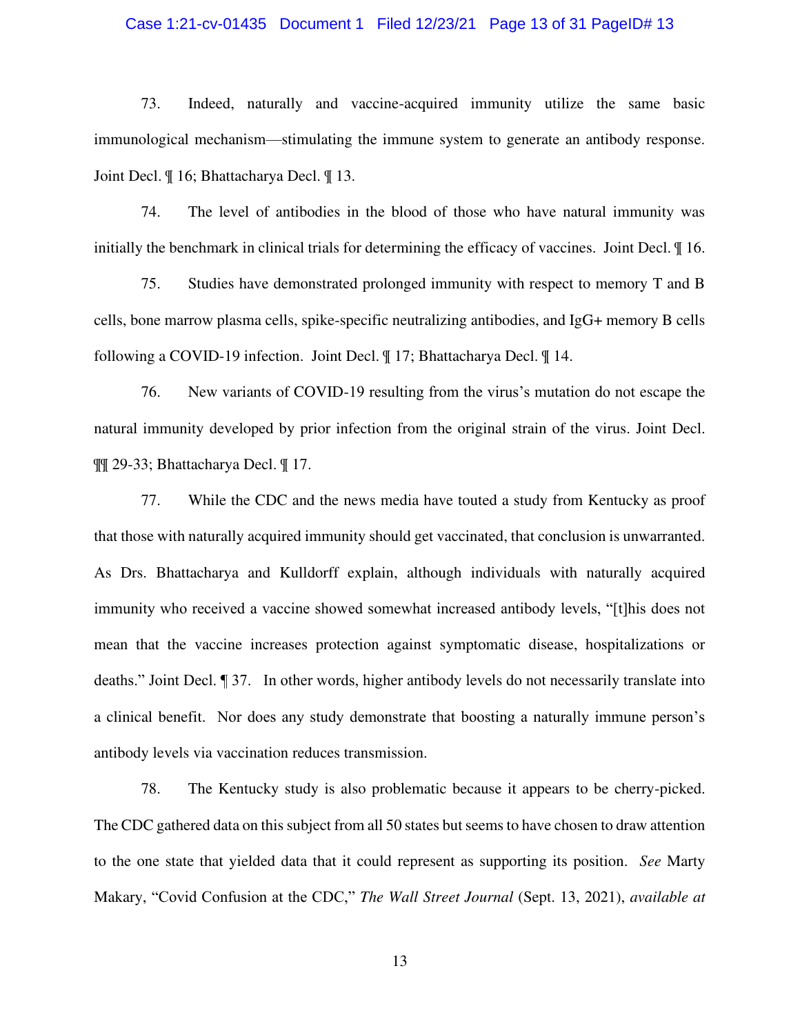73. Indeed, naturally and vaccine-acquired immunity utilize the same basic immunological mechanism—stimulating the immune system to generate an antibody response. Joint Decl. ¶ 16; Bhattacharya Decl. ¶ 13.

74. The level of antibodies in the blood of those who have natural immunity was initially the benchmark in clinical trials for determining the efficacy of vaccines. Joint Decl. ¶ 16.

75. Studies have demonstrated prolonged immunity with respect to memory T and B cells, bone marrow plasma cells, spike-specific neutralizing antibodies, and IgG+ memory B cells following a COVID-19 infection. Joint Decl. ¶ 17; Bhattacharya Decl. ¶ 14.

76. New variants of COVID-19 resulting from the virus's mutation do not escape the natural immunity developed by prior infection from the original strain of the virus. Joint Decl. ¶¶ 29-33; Bhattacharya Decl. ¶ 17.

77. While the CDC and the news media have touted a study from Kentucky as proof that those with naturally acquired immunity should get vaccinated, that conclusion is unwarranted. As Drs. Bhattacharya and Kulldorff explain, although individuals with naturally acquired immunity who received a vaccine showed somewhat increased antibody levels, "[t]his does not mean that the vaccine increases protection against symptomatic disease, hospitalizations or deaths." Joint Decl. ¶ 37. In other words, higher antibody levels do not necessarily translate into a clinical benefit. Nor does any study demonstrate that boosting a naturally immune person's antibody levels via vaccination reduces transmission.

78. The Kentucky study is also problematic because it appears to be cherry-picked. The CDC gathered data on this subject from all 50 states but seems to have chosen to draw attention to the one state that yielded data that it could represent as supporting its position. *See* Marty Makary, "Covid Confusion at the CDC," *The Wall Street Journal* (Sept. 13, 2021), *available at*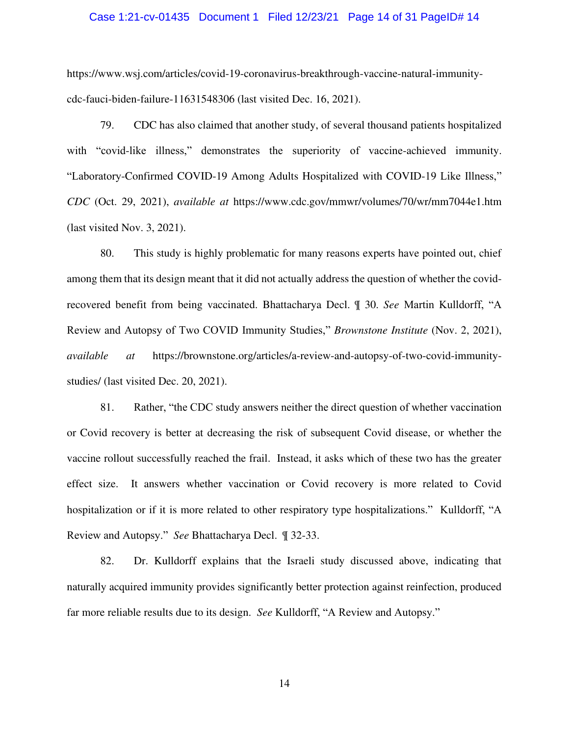https://www.wsj.com/articles/covid-19-coronavirus-breakthrough-vaccine-natural-immunity-cdc-fauci-biden-failure-11631548306 (last visited Dec. 16, 2021).

79. CDC has also claimed that another study, of several thousand patients hospitalized with "covid-like illness," demonstrates the superiority of vaccine-achieved immunity. "Laboratory-Confirmed COVID-19 Among Adults Hospitalized with COVID-19 Like Illness," *CDC* (Oct. 29, 2021), *available at* https://www.cdc.gov/mmwr/volumes/70/wr/mm7044e1.htm (last visited Nov. 3, 2021).

80. This study is highly problematic for many reasons experts have pointed out, chief among them that its design meant that it did not actually address the question of whether the covid-recovered benefit from being vaccinated. Bhattacharya Decl. ¶ 30. *See* Martin Kulldorff, "A Review and Autopsy of Two COVID Immunity Studies," *Brownstone Institute* (Nov. 2, 2021), *available at* https://brownstone.org/articles/a-review-and-autopsy-of-two-covid-immunity-studies/ (last visited Dec. 20, 2021).

81. Rather, "the CDC study answers neither the direct question of whether vaccination or Covid recovery is better at decreasing the risk of subsequent Covid disease, or whether the vaccine rollout successfully reached the frail. Instead, it asks which of these two has the greater effect size. It answers whether vaccination or Covid recovery is more related to Covid hospitalization or if it is more related to other respiratory type hospitalizations." Kulldorff, "A Review and Autopsy." *See* Bhattacharya Decl. ¶ 32-33.

82. Dr. Kulldorff explains that the Israeli study discussed above, indicating that naturally acquired immunity provides significantly better protection against reinfection, produced far more reliable results due to its design. *See* Kulldorff, "A Review and Autopsy."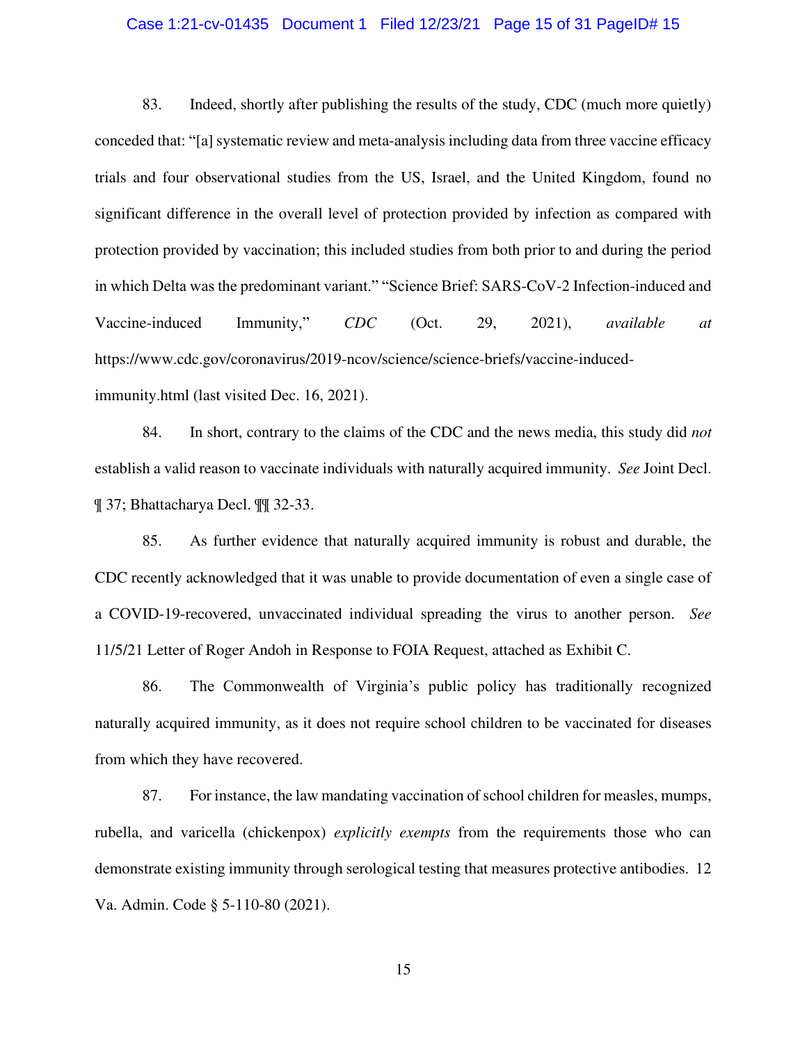83. Indeed, shortly after publishing the results of the study, CDC (much more quietly) conceded that: "[a] systematic review and meta-analysis including data from three vaccine efficacy trials and four observational studies from the US, Israel, and the United Kingdom, found no significant difference in the overall level of protection provided by infection as compared with protection provided by vaccination; this included studies from both prior to and during the period in which Delta was the predominant variant." "Science Brief: SARS-CoV-2 Infection-induced and Vaccine-induced Immunity," *CDC* (Oct. 29, 2021), *available at* https://www.cdc.gov/coronavirus/2019-ncov/science/science-briefs/vaccine-induced-immunity.html (last visited Dec. 16, 2021).

84. In short, contrary to the claims of the CDC and the news media, this study did *not* establish a valid reason to vaccinate individuals with naturally acquired immunity. *See* Joint Decl. ¶ 37; Bhattacharya Decl. ¶¶ 32-33.

85. As further evidence that naturally acquired immunity is robust and durable, the CDC recently acknowledged that it was unable to provide documentation of even a single case of a COVID-19-recovered, unvaccinated individual spreading the virus to another person. *See* 11/5/21 Letter of Roger Andoh in Response to FOIA Request, attached as Exhibit C.

86. The Commonwealth of Virginia's public policy has traditionally recognized naturally acquired immunity, as it does not require school children to be vaccinated for diseases from which they have recovered.

87. For instance, the law mandating vaccination of school children for measles, mumps, rubella, and varicella (chickenpox) *explicitly exempts* from the requirements those who can demonstrate existing immunity through serological testing that measures protective antibodies. 12 Va. Admin. Code § 5-110-80 (2021).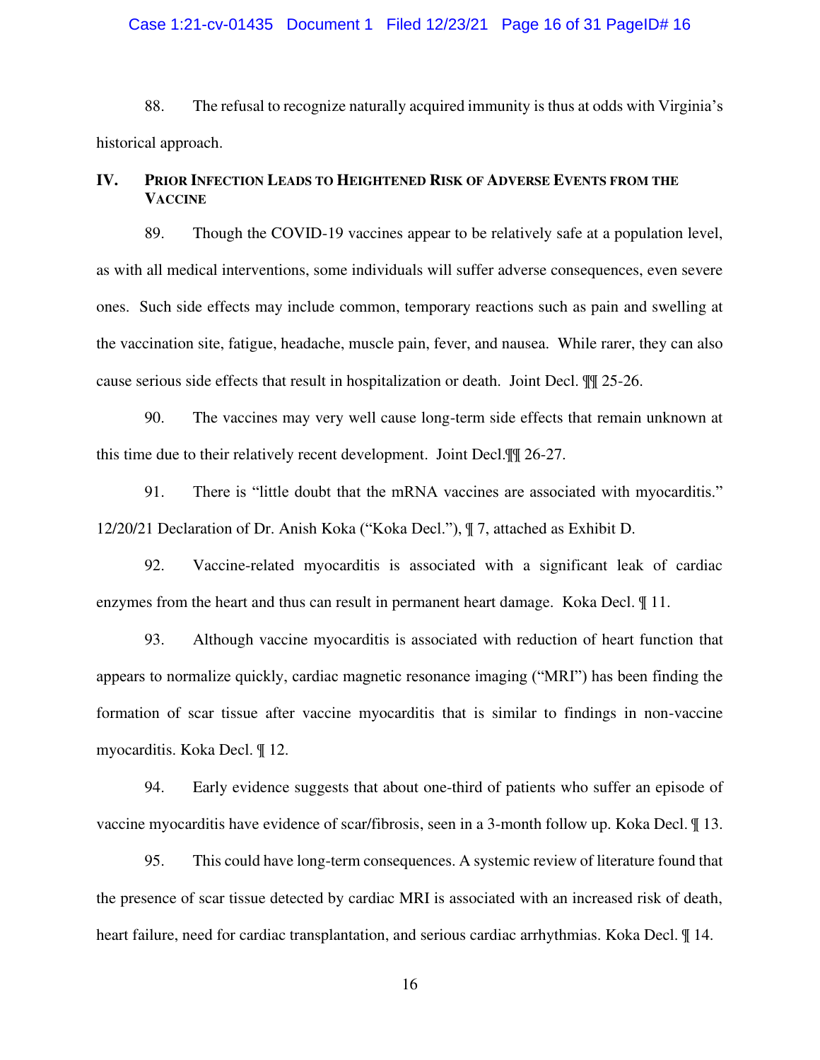88. The refusal to recognize naturally acquired immunity is thus at odds with Virginia's historical approach.

## IV. Prior Infection Leads to Heightened Risk of Adverse Events from the Vaccine

89. Though the COVID-19 vaccines appear to be relatively safe at a population level, as with all medical interventions, some individuals will suffer adverse consequences, even severe ones. Such side effects may include common, temporary reactions such as pain and swelling at the vaccination site, fatigue, headache, muscle pain, fever, and nausea. While rarer, they can also cause serious side effects that result in hospitalization or death. Joint Decl. ¶¶ 25-26.

90. The vaccines may very well cause long-term side effects that remain unknown at this time due to their relatively recent development. Joint Decl.¶¶ 26-27.

91. There is "little doubt that the mRNA vaccines are associated with myocarditis." 12/20/21 Declaration of Dr. Anish Koka ("Koka Decl."), ¶ 7, attached as Exhibit D.

92. Vaccine-related myocarditis is associated with a significant leak of cardiac enzymes from the heart and thus can result in permanent heart damage. Koka Decl. ¶ 11.

93. Although vaccine myocarditis is associated with reduction of heart function that appears to normalize quickly, cardiac magnetic resonance imaging ("MRI") has been finding the formation of scar tissue after vaccine myocarditis that is similar to findings in non-vaccine myocarditis. Koka Decl. ¶ 12.

94. Early evidence suggests that about one-third of patients who suffer an episode of vaccine myocarditis have evidence of scar/fibrosis, seen in a 3-month follow up. Koka Decl. ¶ 13.

95. This could have long-term consequences. A systemic review of literature found that the presence of scar tissue detected by cardiac MRI is associated with an increased risk of death, heart failure, need for cardiac transplantation, and serious cardiac arrhythmias. Koka Decl. ¶ 14.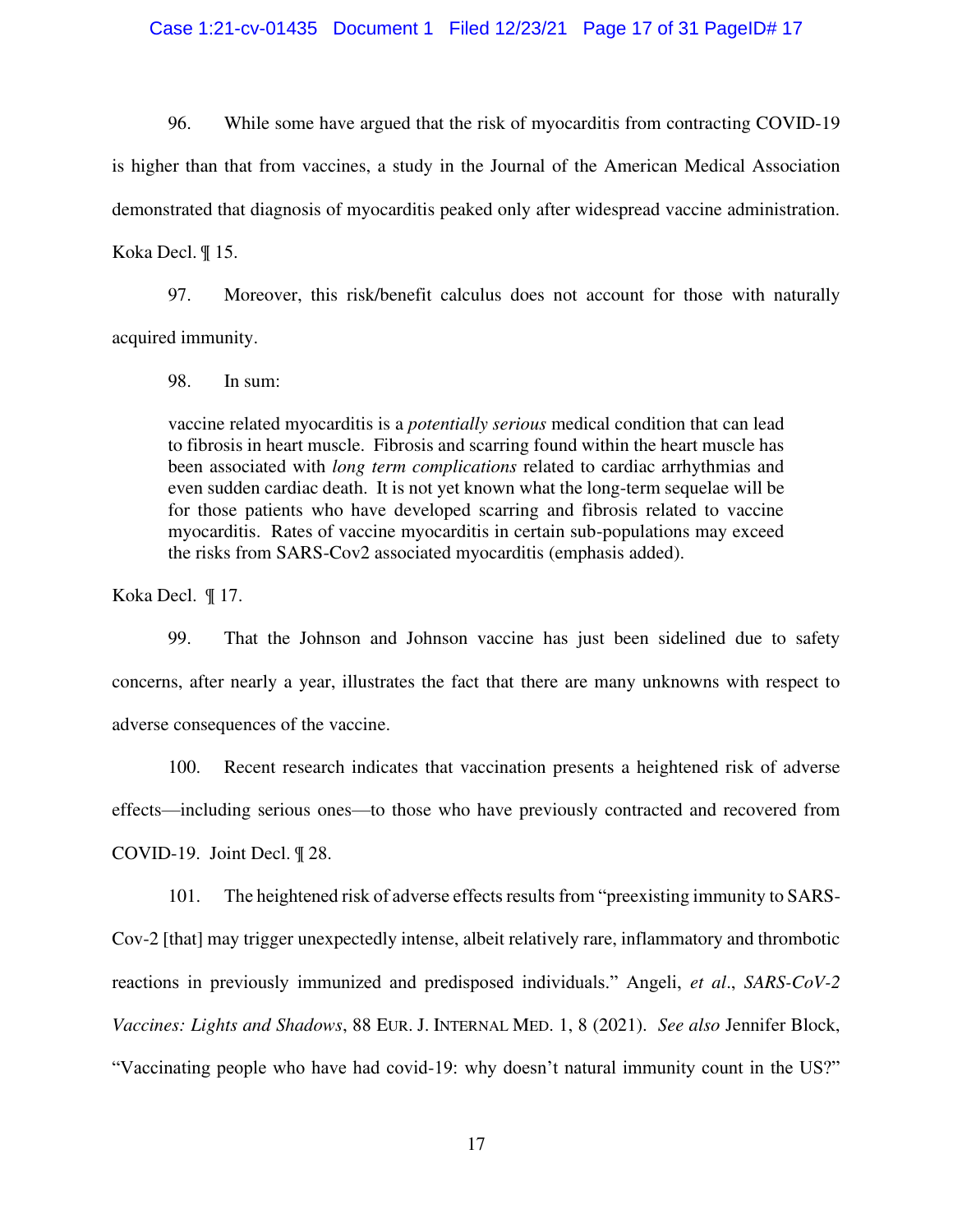96. While some have argued that the risk of myocarditis from contracting COVID-19 is higher than that from vaccines, a study in the Journal of the American Medical Association demonstrated that diagnosis of myocarditis peaked only after widespread vaccine administration. Koka Decl. ¶ 15.

97. Moreover, this risk/benefit calculus does not account for those with naturally acquired immunity.

98. In sum:

> vaccine related myocarditis is a *potentially serious* medical condition that can lead to fibrosis in heart muscle. Fibrosis and scarring found within the heart muscle has been associated with *long term complications* related to cardiac arrhythmias and even sudden cardiac death. It is not yet known what the long-term sequelae will be for those patients who have developed scarring and fibrosis related to vaccine myocarditis. Rates of vaccine myocarditis in certain sub-populations may exceed the risks from SARS-Cov2 associated myocarditis (emphasis added).

Koka Decl. ¶ 17.

99. That the Johnson and Johnson vaccine has just been sidelined due to safety concerns, after nearly a year, illustrates the fact that there are many unknowns with respect to adverse consequences of the vaccine.

100. Recent research indicates that vaccination presents a heightened risk of adverse effects—including serious ones—to those who have previously contracted and recovered from COVID-19. Joint Decl. ¶ 28.

101. The heightened risk of adverse effects results from "preexisting immunity to SARS-Cov-2 [that] may trigger unexpectedly intense, albeit relatively rare, inflammatory and thrombotic reactions in previously immunized and predisposed individuals." Angeli, *et al*., *SARS-CoV-2 Vaccines: Lights and Shadows*, 88 EUR. J. INTERNAL MED. 1, 8 (2021). *See also* Jennifer Block, "Vaccinating people who have had covid-19: why doesn't natural immunity count in the US?"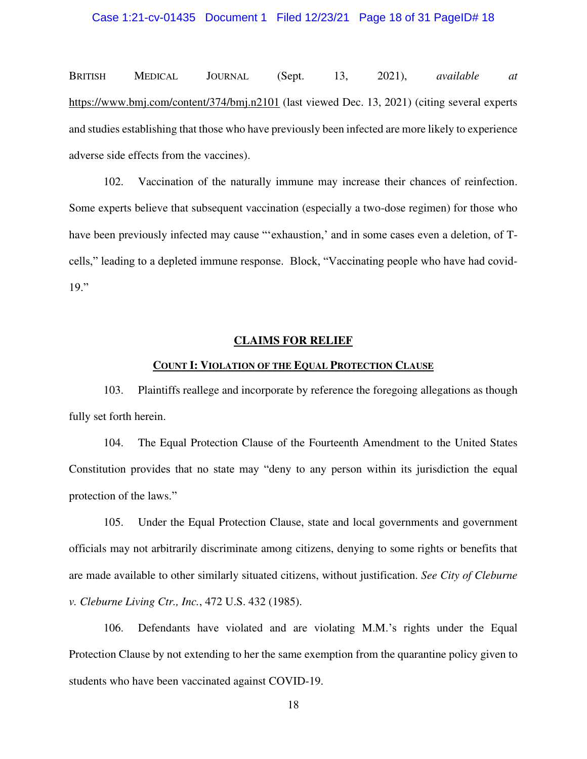BRITISH MEDICAL JOURNAL (Sept. 13, 2021), *available at* https://www.bmj.com/content/374/bmj.n2101 (last viewed Dec. 13, 2021) (citing several experts and studies establishing that those who have previously been infected are more likely to experience adverse side effects from the vaccines).

102. Vaccination of the naturally immune may increase their chances of reinfection. Some experts believe that subsequent vaccination (especially a two-dose regimen) for those who have been previously infected may cause "'exhaustion,' and in some cases even a deletion, of T-cells," leading to a depleted immune response. Block, "Vaccinating people who have had covid-19."

## CLAIMS FOR RELIEF

### COUNT I: VIOLATION OF THE EQUAL PROTECTION CLAUSE

103. Plaintiffs reallege and incorporate by reference the foregoing allegations as though fully set forth herein.

104. The Equal Protection Clause of the Fourteenth Amendment to the United States Constitution provides that no state may "deny to any person within its jurisdiction the equal protection of the laws."

105. Under the Equal Protection Clause, state and local governments and government officials may not arbitrarily discriminate among citizens, denying to some rights or benefits that are made available to other similarly situated citizens, without justification. *See City of Cleburne v. Cleburne Living Ctr., Inc.*, 472 U.S. 432 (1985).

106. Defendants have violated and are violating M.M.'s rights under the Equal Protection Clause by not extending to her the same exemption from the quarantine policy given to students who have been vaccinated against COVID-19.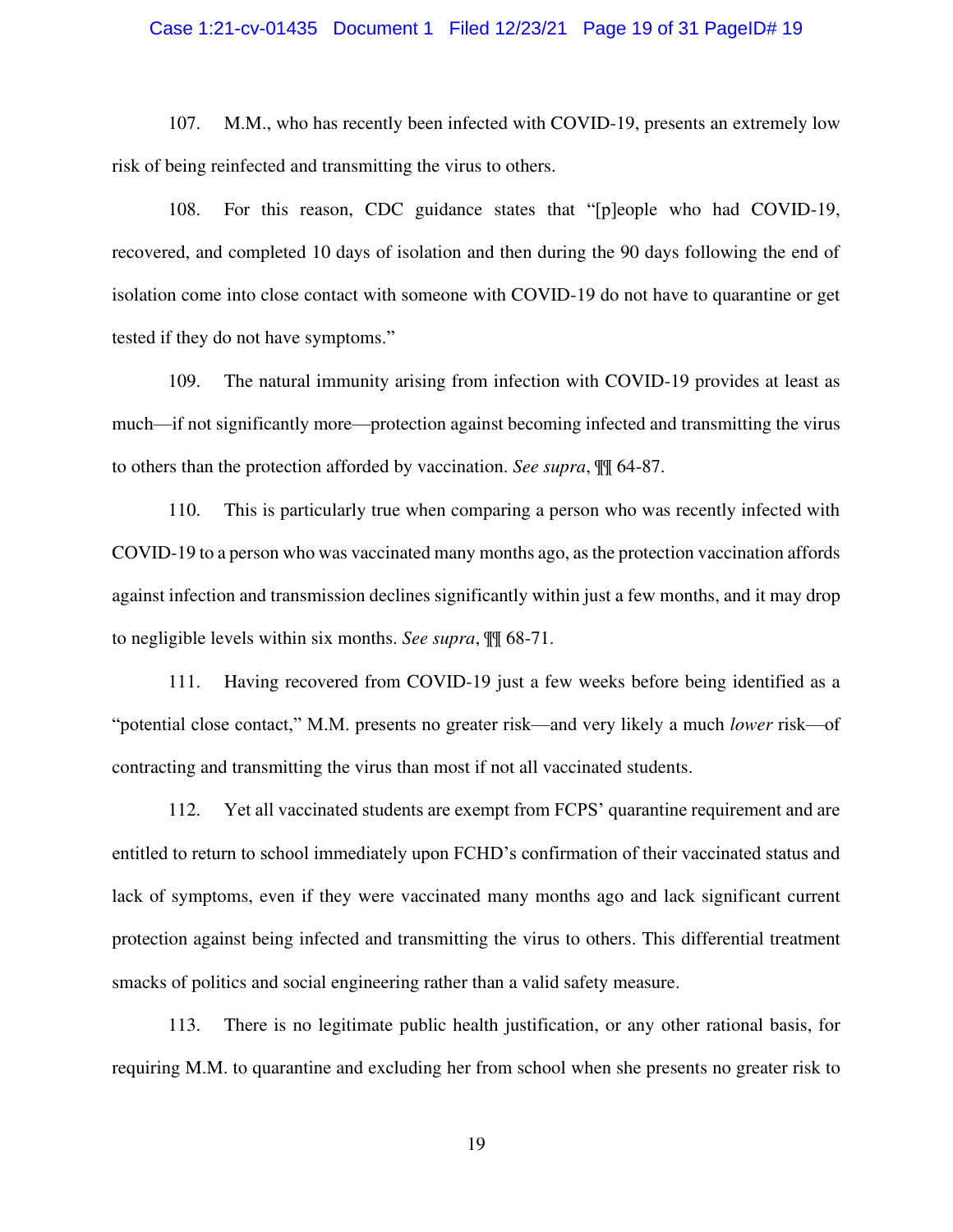107. M.M., who has recently been infected with COVID-19, presents an extremely low risk of being reinfected and transmitting the virus to others.

108. For this reason, CDC guidance states that "[p]eople who had COVID-19, recovered, and completed 10 days of isolation and then during the 90 days following the end of isolation come into close contact with someone with COVID-19 do not have to quarantine or get tested if they do not have symptoms."

109. The natural immunity arising from infection with COVID-19 provides at least as much—if not significantly more—protection against becoming infected and transmitting the virus to others than the protection afforded by vaccination. *See supra*, ¶¶ 64-87.

110. This is particularly true when comparing a person who was recently infected with COVID-19 to a person who was vaccinated many months ago, as the protection vaccination affords against infection and transmission declines significantly within just a few months, and it may drop to negligible levels within six months. *See supra*, ¶¶ 68-71.

111. Having recovered from COVID-19 just a few weeks before being identified as a "potential close contact," M.M. presents no greater risk—and very likely a much *lower* risk—of contracting and transmitting the virus than most if not all vaccinated students.

112. Yet all vaccinated students are exempt from FCPS' quarantine requirement and are entitled to return to school immediately upon FCHD's confirmation of their vaccinated status and lack of symptoms, even if they were vaccinated many months ago and lack significant current protection against being infected and transmitting the virus to others. This differential treatment smacks of politics and social engineering rather than a valid safety measure.

113. There is no legitimate public health justification, or any other rational basis, for requiring M.M. to quarantine and excluding her from school when she presents no greater risk to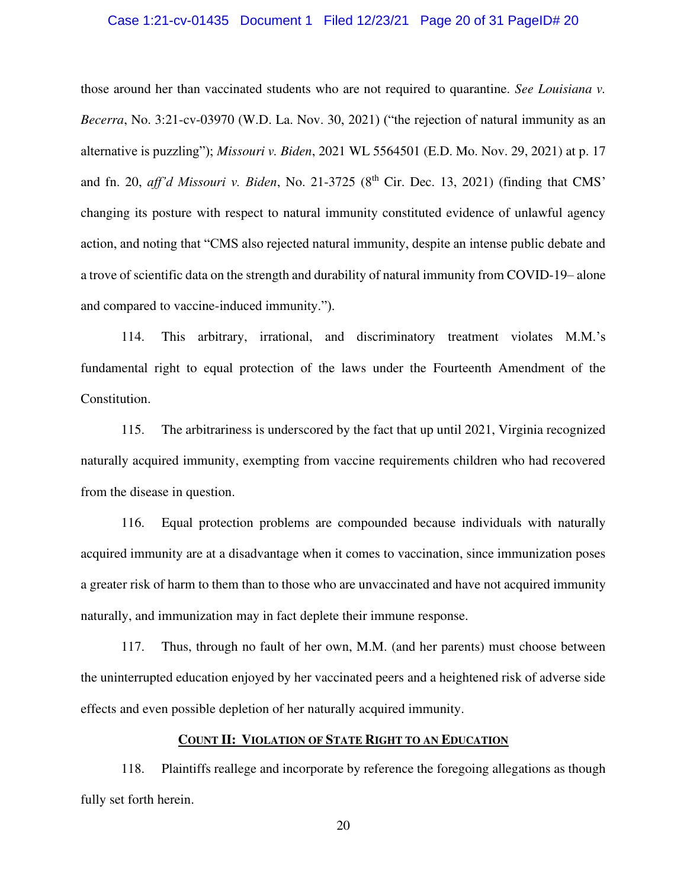those around her than vaccinated students who are not required to quarantine. *See Louisiana v. Becerra*, No. 3:21-cv-03970 (W.D. La. Nov. 30, 2021) ("the rejection of natural immunity as an alternative is puzzling"); *Missouri v. Biden*, 2021 WL 5564501 (E.D. Mo. Nov. 29, 2021) at p. 17 and fn. 20, *aff'd Missouri v. Biden*, No. 21-3725 (8th Cir. Dec. 13, 2021) (finding that CMS' changing its posture with respect to natural immunity constituted evidence of unlawful agency action, and noting that "CMS also rejected natural immunity, despite an intense public debate and a trove of scientific data on the strength and durability of natural immunity from COVID-19– alone and compared to vaccine-induced immunity.").

114. This arbitrary, irrational, and discriminatory treatment violates M.M.'s fundamental right to equal protection of the laws under the Fourteenth Amendment of the Constitution.

115. The arbitrariness is underscored by the fact that up until 2021, Virginia recognized naturally acquired immunity, exempting from vaccine requirements children who had recovered from the disease in question.

116. Equal protection problems are compounded because individuals with naturally acquired immunity are at a disadvantage when it comes to vaccination, since immunization poses a greater risk of harm to them than to those who are unvaccinated and have not acquired immunity naturally, and immunization may in fact deplete their immune response.

117. Thus, through no fault of her own, M.M. (and her parents) must choose between the uninterrupted education enjoyed by her vaccinated peers and a heightened risk of adverse side effects and even possible depletion of her naturally acquired immunity.

## COUNT II: VIOLATION OF STATE RIGHT TO AN EDUCATION

118. Plaintiffs reallege and incorporate by reference the foregoing allegations as though fully set forth herein.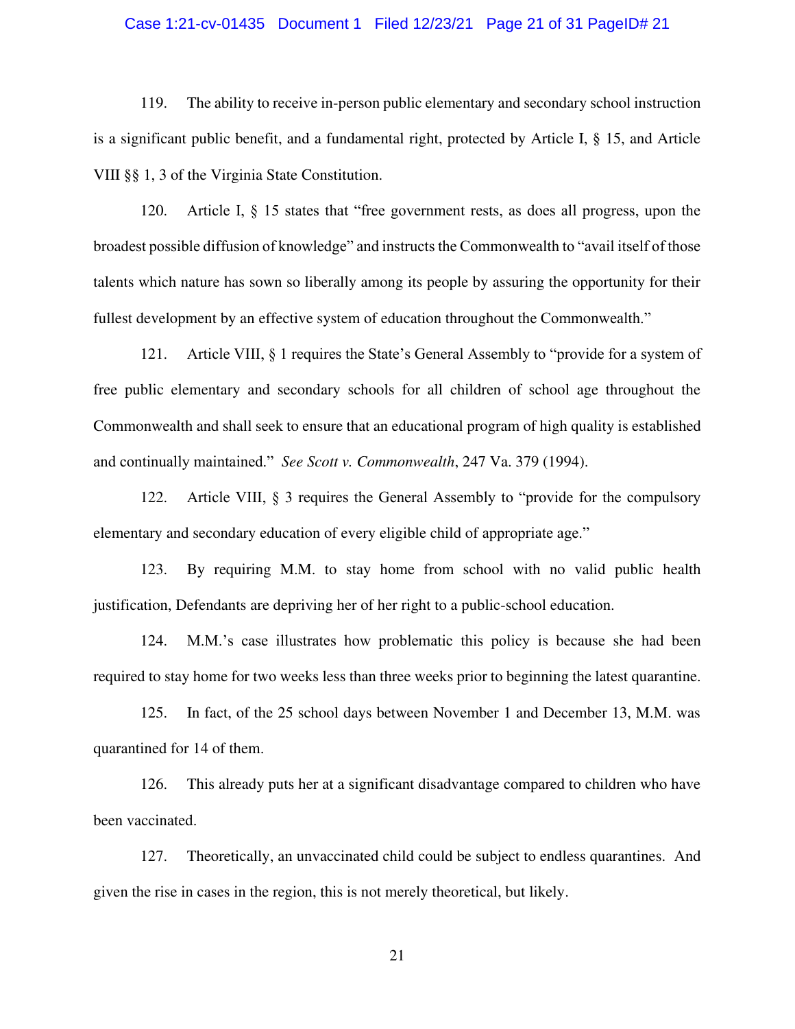119. The ability to receive in-person public elementary and secondary school instruction is a significant public benefit, and a fundamental right, protected by Article I, § 15, and Article VIII §§ 1, 3 of the Virginia State Constitution.

120. Article I, § 15 states that "free government rests, as does all progress, upon the broadest possible diffusion of knowledge" and instructs the Commonwealth to "avail itself of those talents which nature has sown so liberally among its people by assuring the opportunity for their fullest development by an effective system of education throughout the Commonwealth."

121. Article VIII, § 1 requires the State's General Assembly to "provide for a system of free public elementary and secondary schools for all children of school age throughout the Commonwealth and shall seek to ensure that an educational program of high quality is established and continually maintained." *See Scott v. Commonwealth*, 247 Va. 379 (1994).

122. Article VIII, § 3 requires the General Assembly to "provide for the compulsory elementary and secondary education of every eligible child of appropriate age."

123. By requiring M.M. to stay home from school with no valid public health justification, Defendants are depriving her of her right to a public-school education.

124. M.M.'s case illustrates how problematic this policy is because she had been required to stay home for two weeks less than three weeks prior to beginning the latest quarantine.

125. In fact, of the 25 school days between November 1 and December 13, M.M. was quarantined for 14 of them.

126. This already puts her at a significant disadvantage compared to children who have been vaccinated.

127. Theoretically, an unvaccinated child could be subject to endless quarantines. And given the rise in cases in the region, this is not merely theoretical, but likely.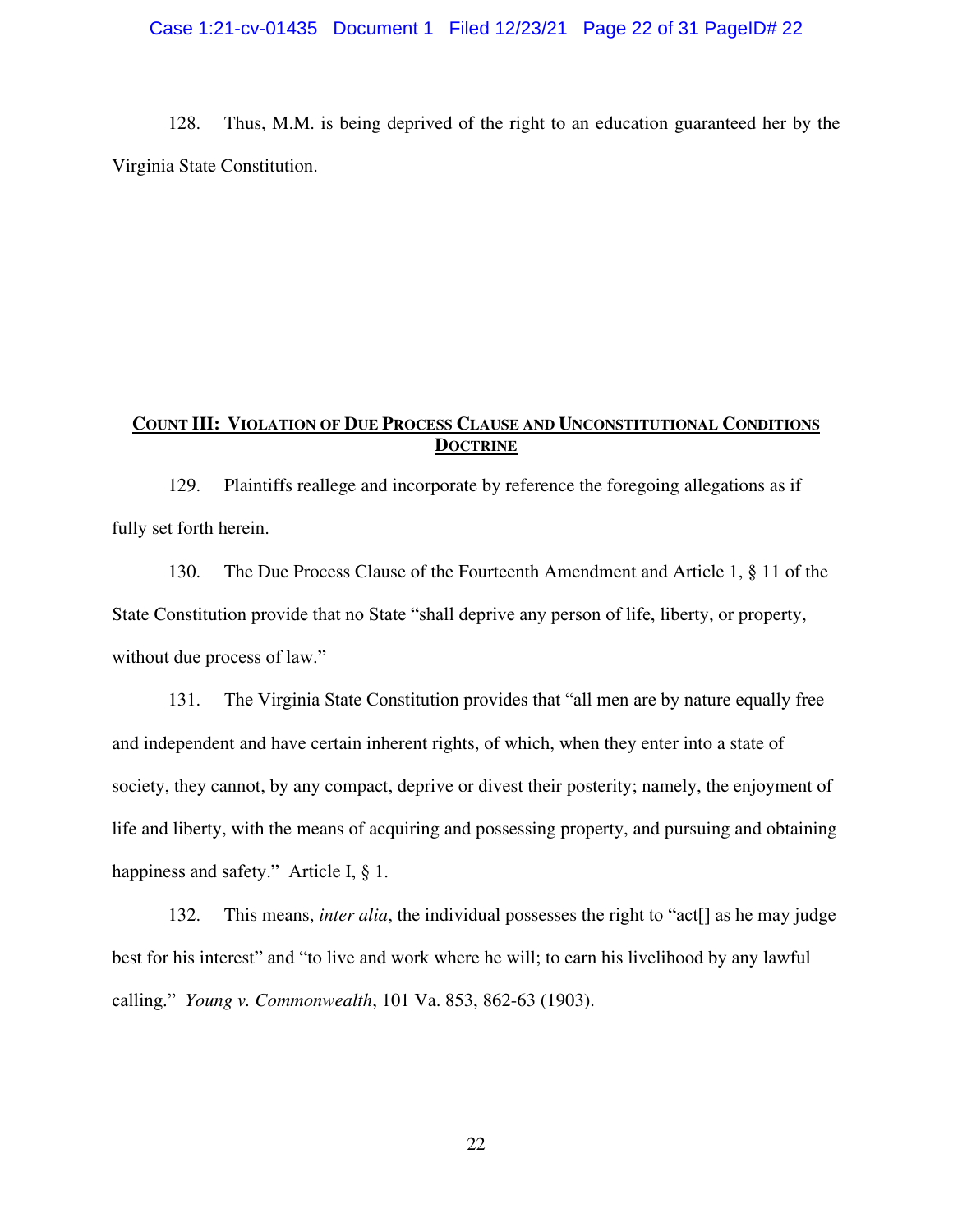128. Thus, M.M. is being deprived of the right to an education guaranteed her by the Virginia State Constitution.

## **COUNT III: VIOLATION OF DUE PROCESS CLAUSE AND UNCONSTITUTIONAL CONDITIONS DOCTRINE**

129. Plaintiffs reallege and incorporate by reference the foregoing allegations as if fully set forth herein.

130. The Due Process Clause of the Fourteenth Amendment and Article 1, § 11 of the State Constitution provide that no State "shall deprive any person of life, liberty, or property, without due process of law."

131. The Virginia State Constitution provides that "all men are by nature equally free and independent and have certain inherent rights, of which, when they enter into a state of society, they cannot, by any compact, deprive or divest their posterity; namely, the enjoyment of life and liberty, with the means of acquiring and possessing property, and pursuing and obtaining happiness and safety." Article I, § 1.

132. This means, *inter alia*, the individual possesses the right to "act[] as he may judge best for his interest" and "to live and work where he will; to earn his livelihood by any lawful calling." *Young v. Commonwealth*, 101 Va. 853, 862-63 (1903).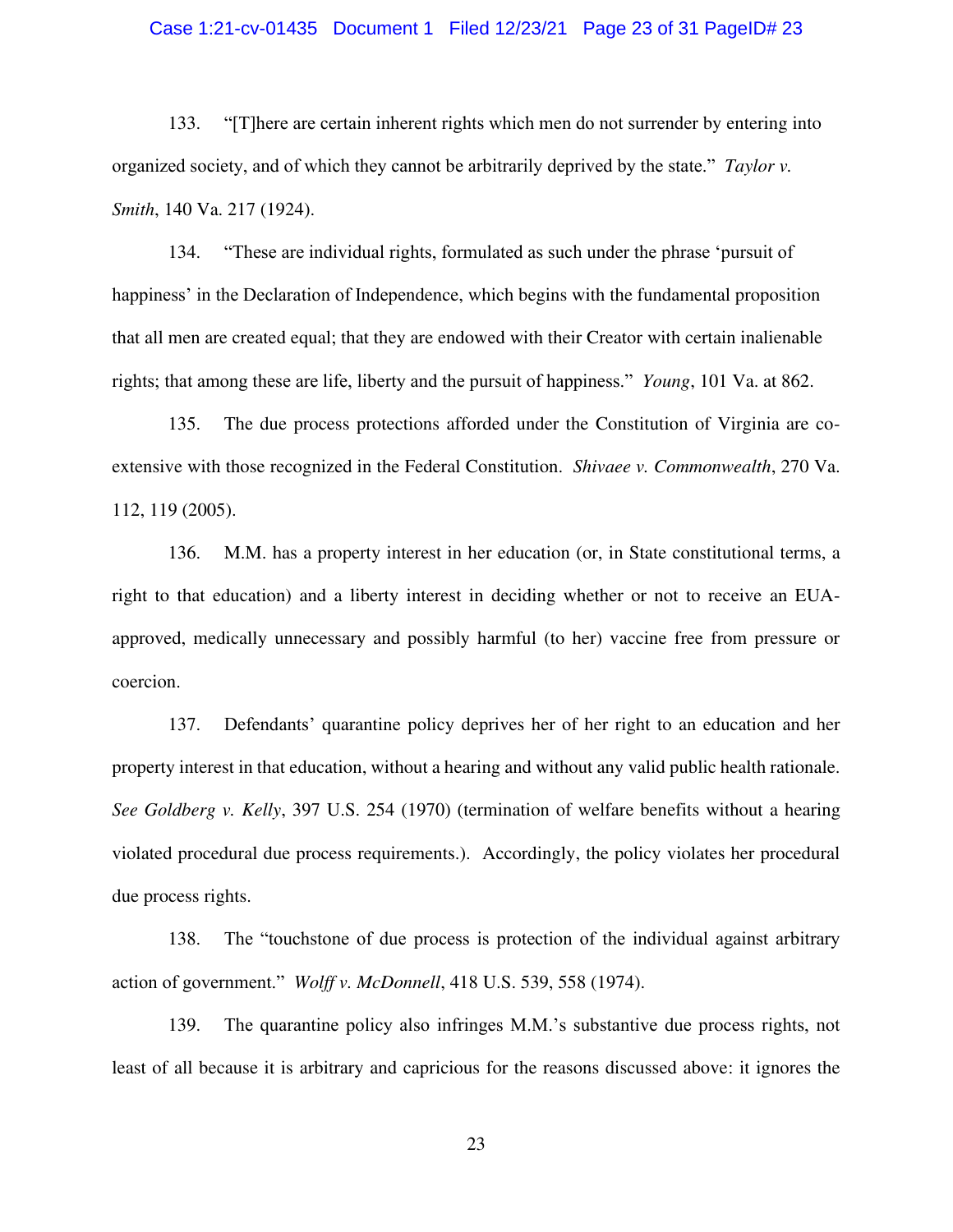133. "[T]here are certain inherent rights which men do not surrender by entering into organized society, and of which they cannot be arbitrarily deprived by the state." *Taylor v. Smith*, 140 Va. 217 (1924).

134. "These are individual rights, formulated as such under the phrase 'pursuit of happiness' in the Declaration of Independence, which begins with the fundamental proposition that all men are created equal; that they are endowed with their Creator with certain inalienable rights; that among these are life, liberty and the pursuit of happiness." *Young*, 101 Va. at 862.

135. The due process protections afforded under the Constitution of Virginia are co-extensive with those recognized in the Federal Constitution. *Shivaee v. Commonwealth*, 270 Va. 112, 119 (2005).

136. M.M. has a property interest in her education (or, in State constitutional terms, a right to that education) and a liberty interest in deciding whether or not to receive an EUA-approved, medically unnecessary and possibly harmful (to her) vaccine free from pressure or coercion.

137. Defendants' quarantine policy deprives her of her right to an education and her property interest in that education, without a hearing and without any valid public health rationale. *See Goldberg v. Kelly*, 397 U.S. 254 (1970) (termination of welfare benefits without a hearing violated procedural due process requirements.). Accordingly, the policy violates her procedural due process rights.

138. The "touchstone of due process is protection of the individual against arbitrary action of government." *Wolff v. McDonnell*, 418 U.S. 539, 558 (1974).

139. The quarantine policy also infringes M.M.'s substantive due process rights, not least of all because it is arbitrary and capricious for the reasons discussed above: it ignores the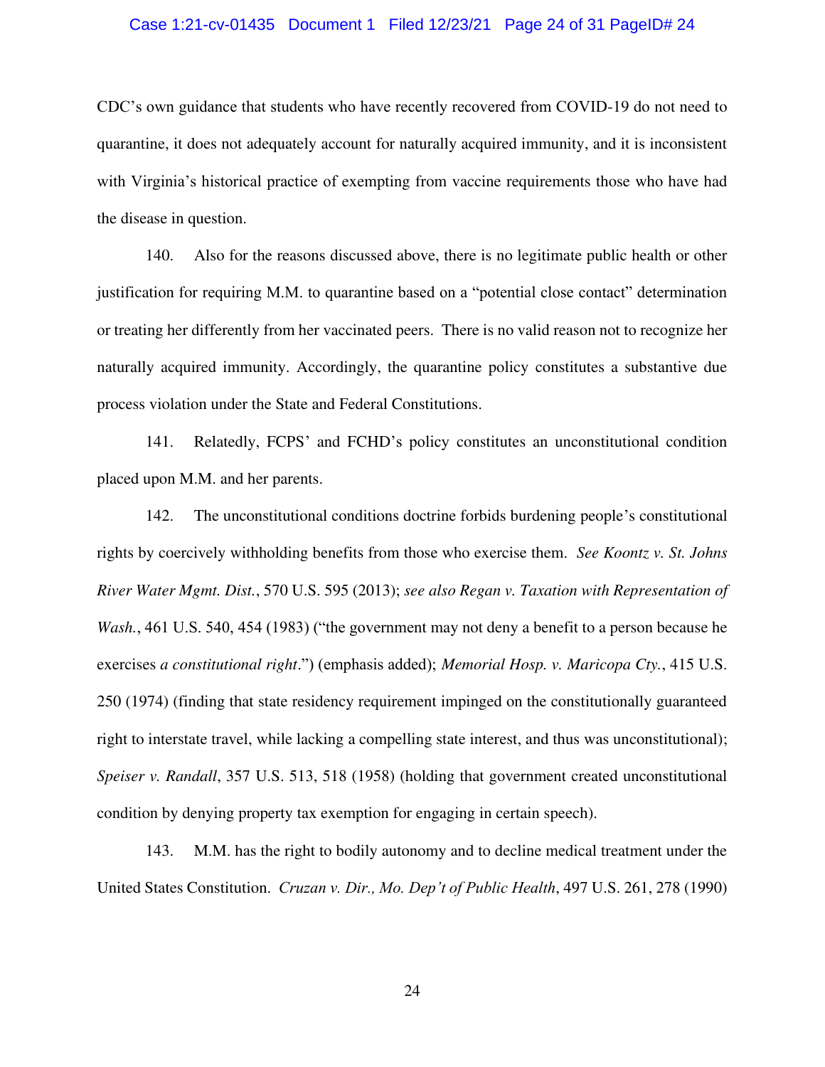CDC's own guidance that students who have recently recovered from COVID-19 do not need to quarantine, it does not adequately account for naturally acquired immunity, and it is inconsistent with Virginia's historical practice of exempting from vaccine requirements those who have had the disease in question.

140. Also for the reasons discussed above, there is no legitimate public health or other justification for requiring M.M. to quarantine based on a "potential close contact" determination or treating her differently from her vaccinated peers. There is no valid reason not to recognize her naturally acquired immunity. Accordingly, the quarantine policy constitutes a substantive due process violation under the State and Federal Constitutions.

141. Relatedly, FCPS' and FCHD's policy constitutes an unconstitutional condition placed upon M.M. and her parents.

142. The unconstitutional conditions doctrine forbids burdening people's constitutional rights by coercively withholding benefits from those who exercise them. *See Koontz v. St. Johns River Water Mgmt. Dist.*, 570 U.S. 595 (2013); *see also Regan v. Taxation with Representation of Wash.*, 461 U.S. 540, 454 (1983) ("the government may not deny a benefit to a person because he exercises *a constitutional right*.") (emphasis added); *Memorial Hosp. v. Maricopa Cty.*, 415 U.S. 250 (1974) (finding that state residency requirement impinged on the constitutionally guaranteed right to interstate travel, while lacking a compelling state interest, and thus was unconstitutional); *Speiser v. Randall*, 357 U.S. 513, 518 (1958) (holding that government created unconstitutional condition by denying property tax exemption for engaging in certain speech).

143. M.M. has the right to bodily autonomy and to decline medical treatment under the United States Constitution. *Cruzan v. Dir., Mo. Dep't of Public Health*, 497 U.S. 261, 278 (1990)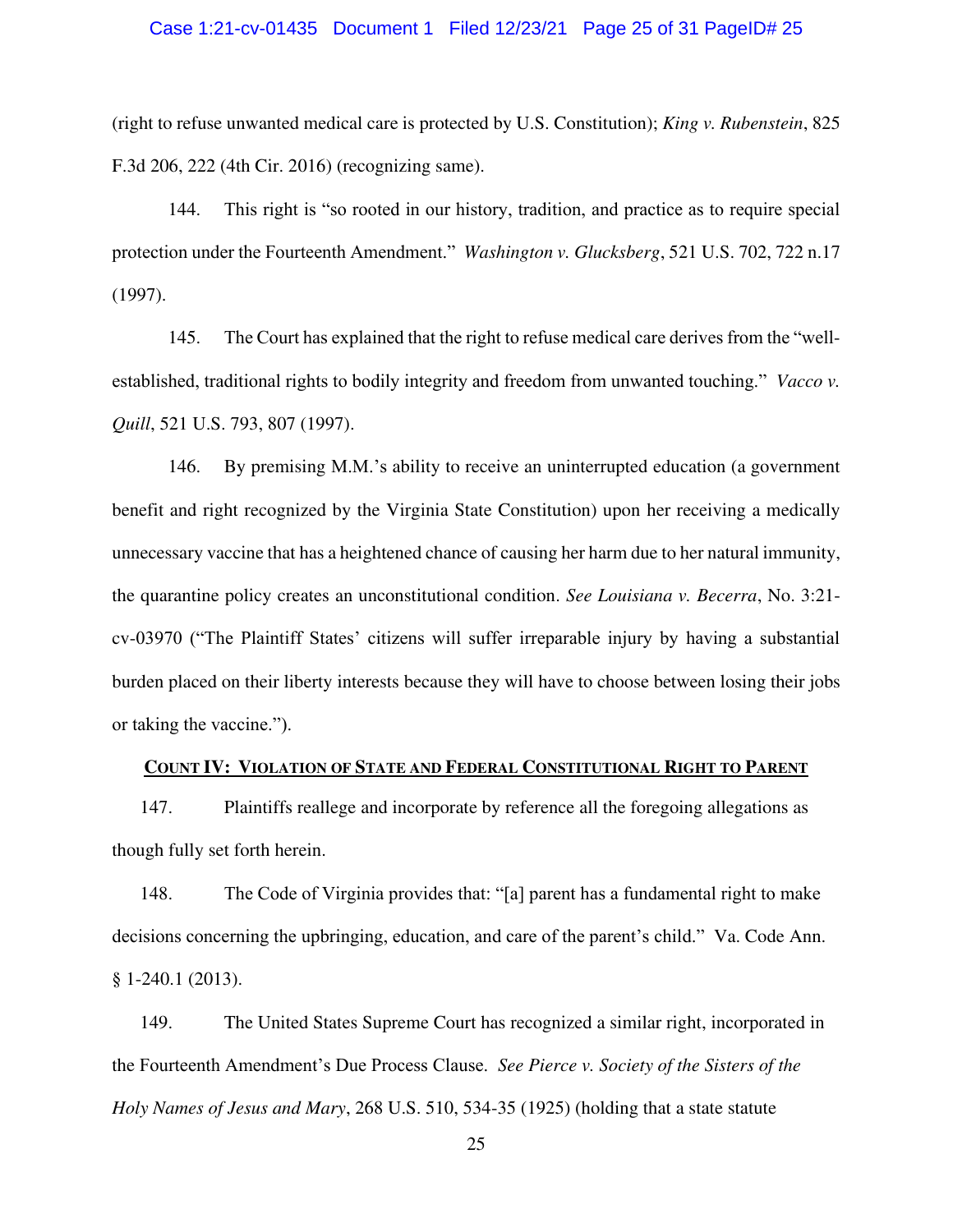(right to refuse unwanted medical care is protected by U.S. Constitution); *King v. Rubenstein*, 825 F.3d 206, 222 (4th Cir. 2016) (recognizing same).

144. This right is "so rooted in our history, tradition, and practice as to require special protection under the Fourteenth Amendment." *Washington v. Glucksberg*, 521 U.S. 702, 722 n.17 (1997).

145. The Court has explained that the right to refuse medical care derives from the "well-established, traditional rights to bodily integrity and freedom from unwanted touching." *Vacco v. Quill*, 521 U.S. 793, 807 (1997).

146. By premising M.M.'s ability to receive an uninterrupted education (a government benefit and right recognized by the Virginia State Constitution) upon her receiving a medically unnecessary vaccine that has a heightened chance of causing her harm due to her natural immunity, the quarantine policy creates an unconstitutional condition. *See Louisiana v. Becerra*, No. 3:21-cv-03970 ("The Plaintiff States' citizens will suffer irreparable injury by having a substantial burden placed on their liberty interests because they will have to choose between losing their jobs or taking the vaccine.").

## <u>COUNT IV: VIOLATION OF STATE AND FEDERAL CONSTITUTIONAL RIGHT TO PARENT</u>

147. Plaintiffs reallege and incorporate by reference all the foregoing allegations as though fully set forth herein.

148. The Code of Virginia provides that: "[a] parent has a fundamental right to make decisions concerning the upbringing, education, and care of the parent's child." Va. Code Ann. § 1-240.1 (2013).

149. The United States Supreme Court has recognized a similar right, incorporated in the Fourteenth Amendment's Due Process Clause. *See Pierce v. Society of the Sisters of the Holy Names of Jesus and Mary*, 268 U.S. 510, 534-35 (1925) (holding that a state statute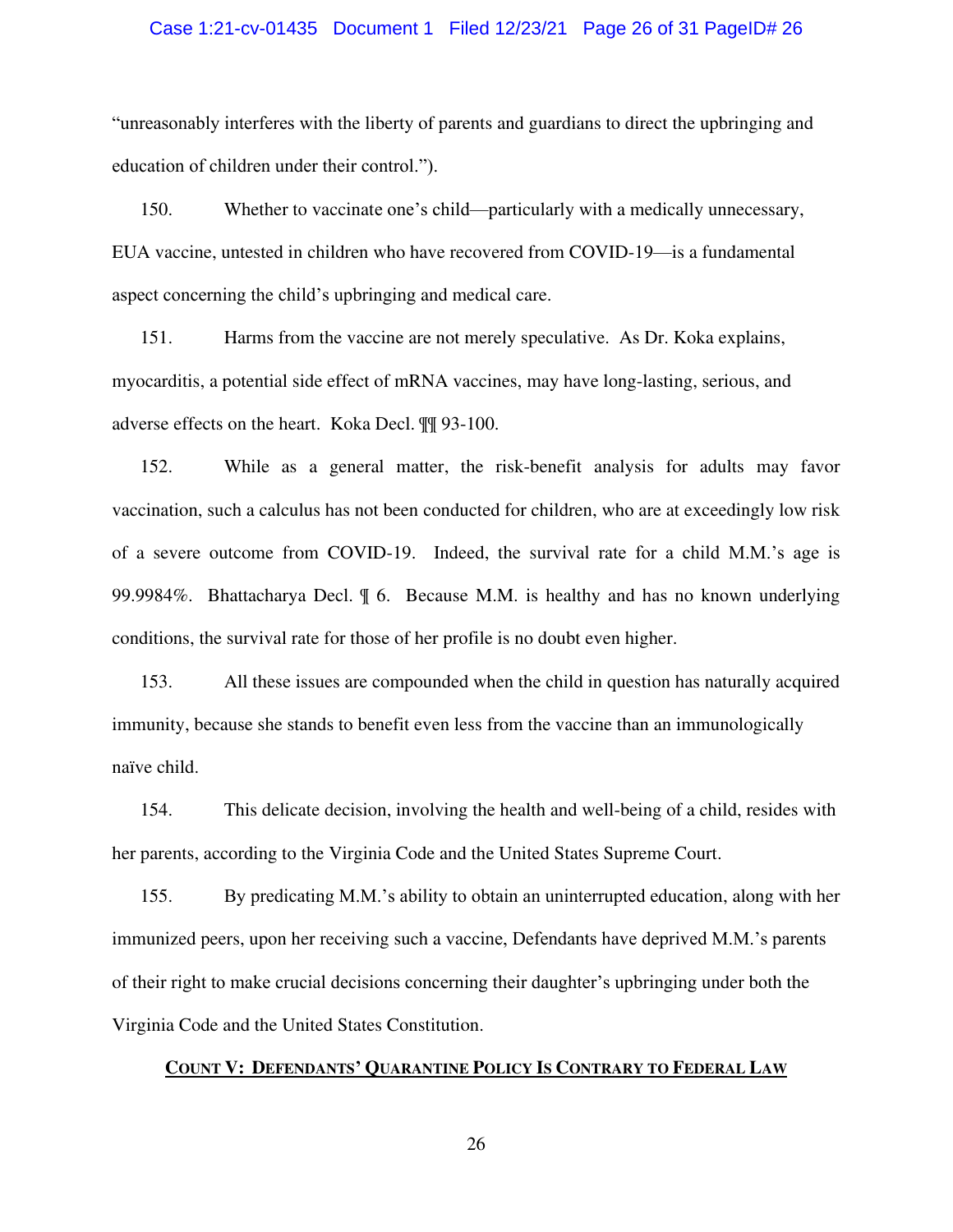"unreasonably interferes with the liberty of parents and guardians to direct the upbringing and education of children under their control.").

150. Whether to vaccinate one's child—particularly with a medically unnecessary, EUA vaccine, untested in children who have recovered from COVID-19—is a fundamental aspect concerning the child's upbringing and medical care.

151. Harms from the vaccine are not merely speculative. As Dr. Koka explains, myocarditis, a potential side effect of mRNA vaccines, may have long-lasting, serious, and adverse effects on the heart. Koka Decl. ¶¶ 93-100.

152. While as a general matter, the risk-benefit analysis for adults may favor vaccination, such a calculus has not been conducted for children, who are at exceedingly low risk of a severe outcome from COVID-19. Indeed, the survival rate for a child M.M.'s age is 99.9984%. Bhattacharya Decl. ¶ 6. Because M.M. is healthy and has no known underlying conditions, the survival rate for those of her profile is no doubt even higher.

153. All these issues are compounded when the child in question has naturally acquired immunity, because she stands to benefit even less from the vaccine than an immunologically naïve child.

154. This delicate decision, involving the health and well-being of a child, resides with her parents, according to the Virginia Code and the United States Supreme Court.

155. By predicating M.M.'s ability to obtain an uninterrupted education, along with her immunized peers, upon her receiving such a vaccine, Defendants have deprived M.M.'s parents of their right to make crucial decisions concerning their daughter's upbringing under both the Virginia Code and the United States Constitution.

## **Count V: Defendants' Quarantine Policy Is Contrary to Federal Law**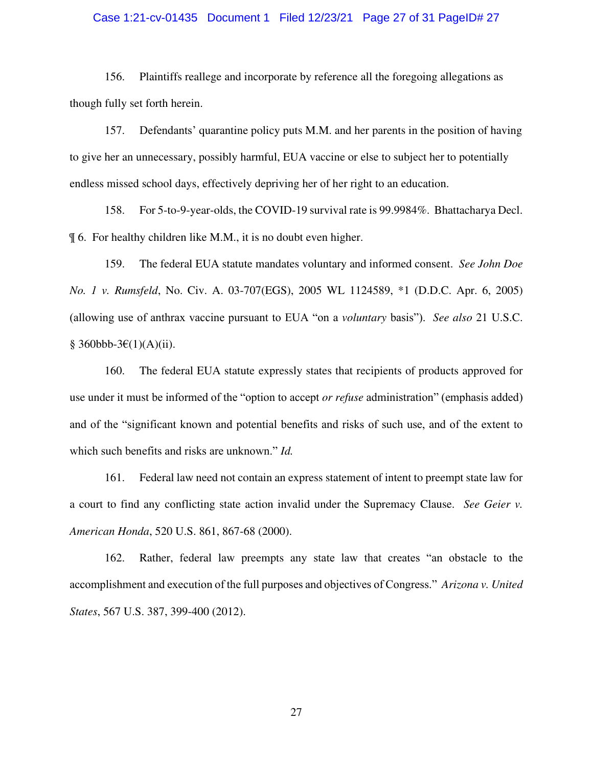156. Plaintiffs reallege and incorporate by reference all the foregoing allegations as though fully set forth herein.

157. Defendants' quarantine policy puts M.M. and her parents in the position of having to give her an unnecessary, possibly harmful, EUA vaccine or else to subject her to potentially endless missed school days, effectively depriving her of her right to an education.

158. For 5-to-9-year-olds, the COVID-19 survival rate is 99.9984%. Bhattacharya Decl. ¶ 6. For healthy children like M.M., it is no doubt even higher.

159. The federal EUA statute mandates voluntary and informed consent. *See John Doe No. 1 v. Rumsfeld*, No. Civ. A. 03-707(EGS), 2005 WL 1124589, *1 (D.D.C. Apr. 6, 2005) (allowing use of anthrax vaccine pursuant to EUA "on a *voluntary* basis"). *See also* 21 U.S.C. § 360bbb-3€(1)(A)(ii).

160. The federal EUA statute expressly states that recipients of products approved for use under it must be informed of the "option to accept *or refuse* administration" (emphasis added) and of the "significant known and potential benefits and risks of such use, and of the extent to which such benefits and risks are unknown." *Id.*

161. Federal law need not contain an express statement of intent to preempt state law for a court to find any conflicting state action invalid under the Supremacy Clause. *See Geier v. American Honda*, 520 U.S. 861, 867-68 (2000).

162. Rather, federal law preempts any state law that creates "an obstacle to the accomplishment and execution of the full purposes and objectives of Congress." *Arizona v. United States*, 567 U.S. 387, 399-400 (2012).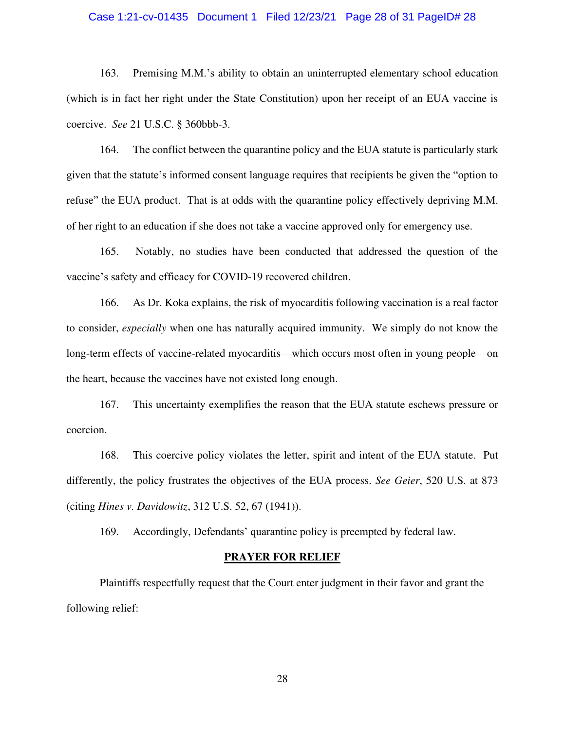163. Premising M.M.'s ability to obtain an uninterrupted elementary school education (which is in fact her right under the State Constitution) upon her receipt of an EUA vaccine is coercive. *See* 21 U.S.C. § 360bbb-3.

164. The conflict between the quarantine policy and the EUA statute is particularly stark given that the statute's informed consent language requires that recipients be given the "option to refuse" the EUA product. That is at odds with the quarantine policy effectively depriving M.M. of her right to an education if she does not take a vaccine approved only for emergency use.

165. Notably, no studies have been conducted that addressed the question of the vaccine's safety and efficacy for COVID-19 recovered children.

166. As Dr. Koka explains, the risk of myocarditis following vaccination is a real factor to consider, *especially* when one has naturally acquired immunity. We simply do not know the long-term effects of vaccine-related myocarditis—which occurs most often in young people—on the heart, because the vaccines have not existed long enough.

167. This uncertainty exemplifies the reason that the EUA statute eschews pressure or coercion.

168. This coercive policy violates the letter, spirit and intent of the EUA statute. Put differently, the policy frustrates the objectives of the EUA process. *See Geier*, 520 U.S. at 873 (citing *Hines v. Davidowitz*, 312 U.S. 52, 67 (1941)).

169. Accordingly, Defendants' quarantine policy is preempted by federal law.

## PRAYER FOR RELIEF

Plaintiffs respectfully request that the Court enter judgment in their favor and grant the following relief: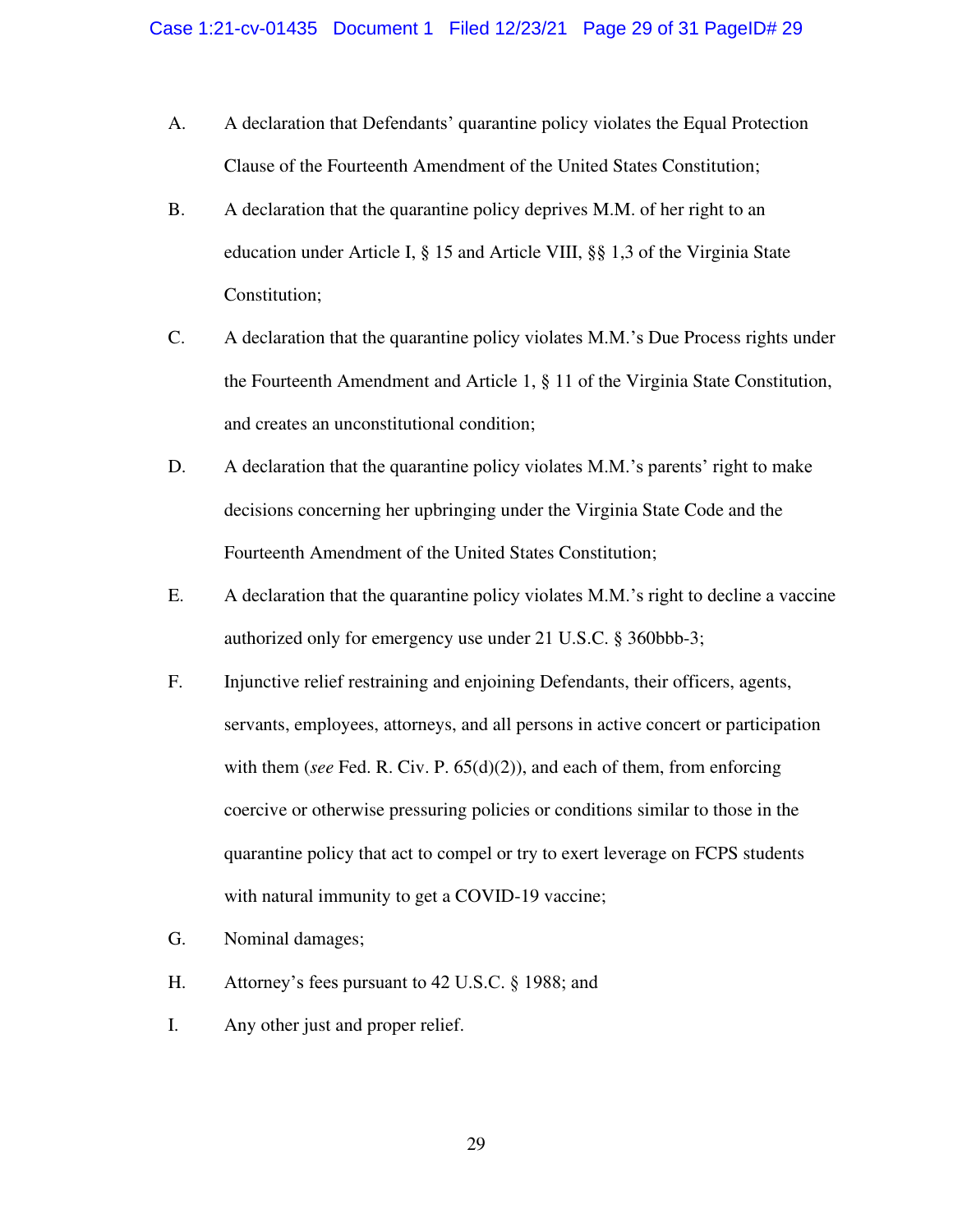A. A declaration that Defendants' quarantine policy violates the Equal Protection Clause of the Fourteenth Amendment of the United States Constitution;

B. A declaration that the quarantine policy deprives M.M. of her right to an education under Article I, § 15 and Article VIII, §§ 1,3 of the Virginia State Constitution;

C. A declaration that the quarantine policy violates M.M.'s Due Process rights under the Fourteenth Amendment and Article 1, § 11 of the Virginia State Constitution, and creates an unconstitutional condition;

D. A declaration that the quarantine policy violates M.M.'s parents' right to make decisions concerning her upbringing under the Virginia State Code and the Fourteenth Amendment of the United States Constitution;

E. A declaration that the quarantine policy violates M.M.'s right to decline a vaccine authorized only for emergency use under 21 U.S.C. § 360bbb-3;

F. Injunctive relief restraining and enjoining Defendants, their officers, agents, servants, employees, attorneys, and all persons in active concert or participation with them (*see* Fed. R. Civ. P. 65(d)(2)), and each of them, from enforcing coercive or otherwise pressuring policies or conditions similar to those in the quarantine policy that act to compel or try to exert leverage on FCPS students with natural immunity to get a COVID-19 vaccine;

G. Nominal damages;

H. Attorney's fees pursuant to 42 U.S.C. § 1988; and

I. Any other just and proper relief.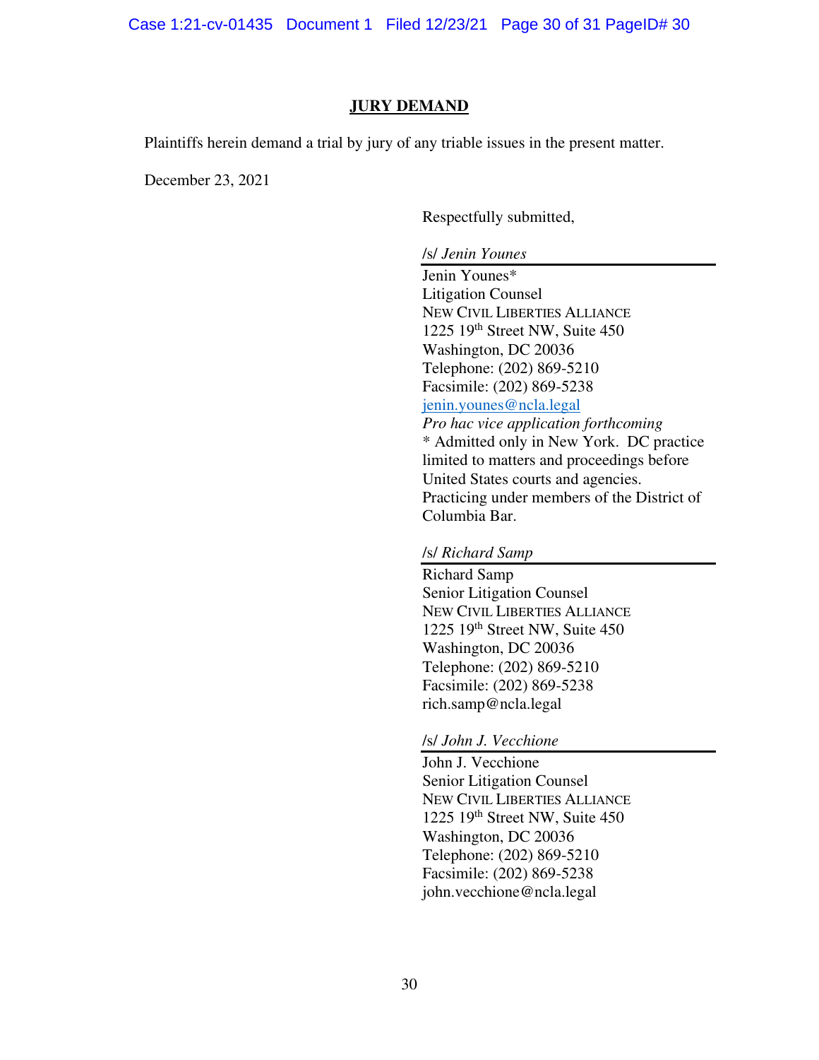## JURY DEMAND

Plaintiffs herein demand a trial by jury of any triable issues in the present matter.

December 23, 2021

Respectfully submitted,

/s/ *Jenin Younes*

Jenin Younes*
Litigation Counsel
NEW CIVIL LIBERTIES ALLIANCE
1225 19th Street NW, Suite 450
Washington, DC 20036
Telephone: (202) 869-5210
Facsimile: (202) 869-5238
jenin.younes@ncla.legal
*Pro hac vice application forthcoming*
* Admitted only in New York. DC practice limited to matters and proceedings before United States courts and agencies. Practicing under members of the District of Columbia Bar.

/s/ *Richard Samp*

Richard Samp
Senior Litigation Counsel
NEW CIVIL LIBERTIES ALLIANCE
1225 19th Street NW, Suite 450
Washington, DC 20036
Telephone: (202) 869-5210
Facsimile: (202) 869-5238
rich.samp@ncla.legal

/s/ *John J. Vecchione*

John J. Vecchione
Senior Litigation Counsel
NEW CIVIL LIBERTIES ALLIANCE
1225 19th Street NW, Suite 450
Washington, DC 20036
Telephone: (202) 869-5210
Facsimile: (202) 869-5238
john.vecchione@ncla.legal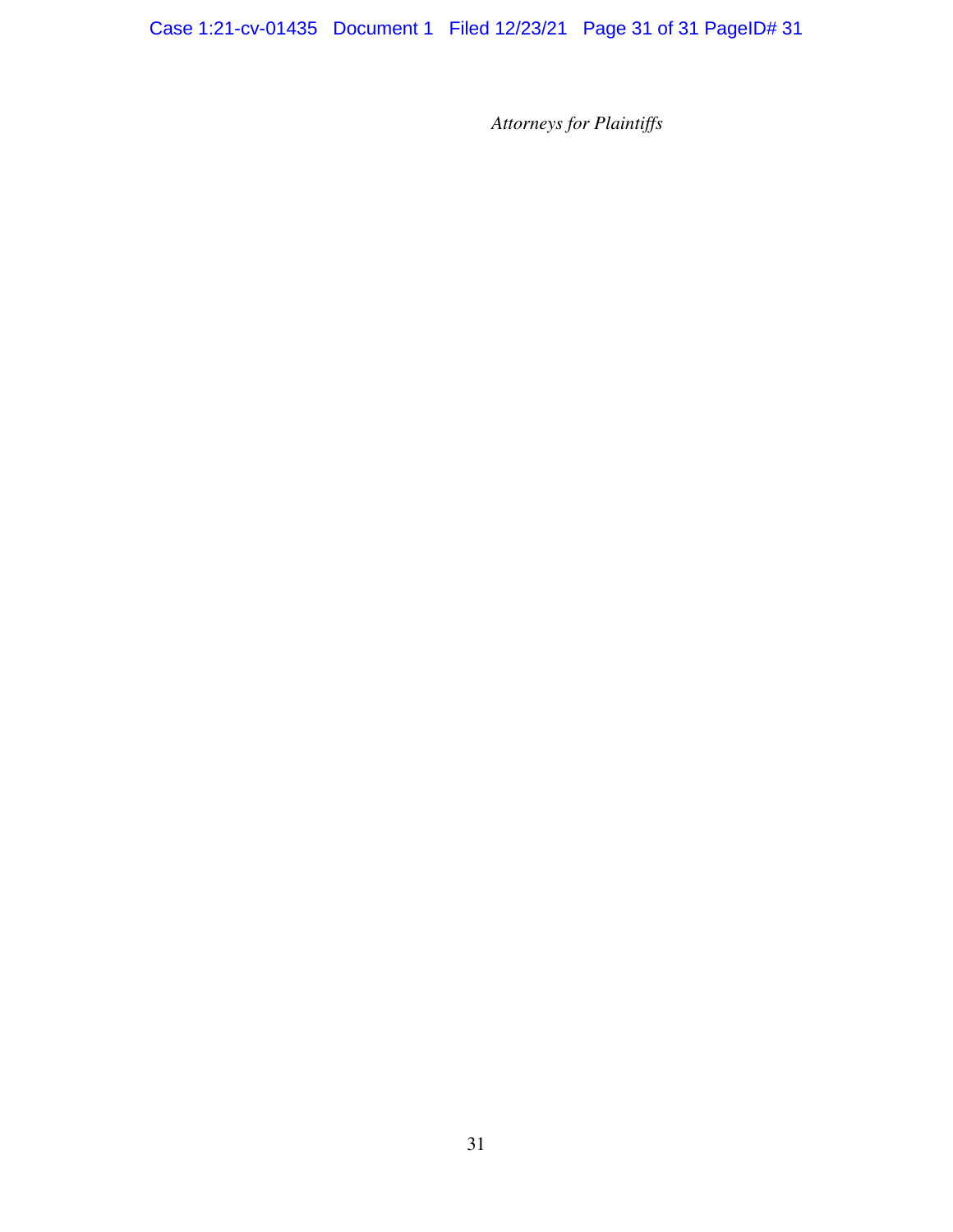*Attorneys for Plaintiffs*